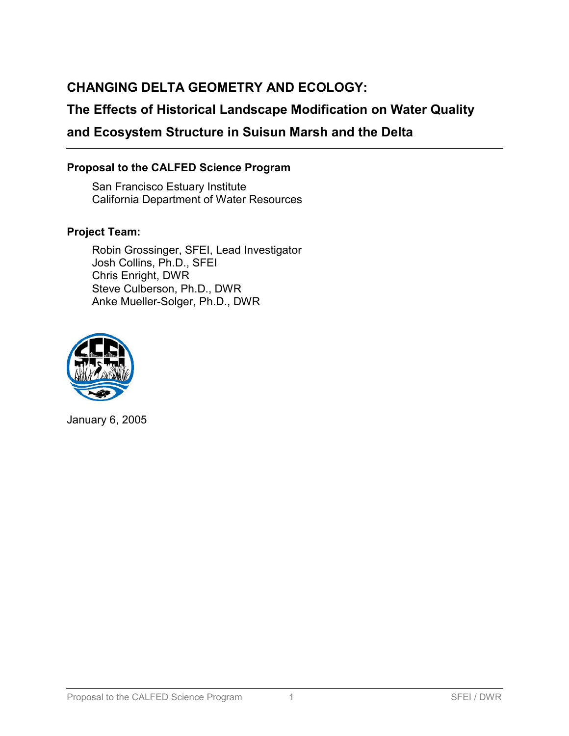# CHANGING DELTA GEOMETRY AND ECOLOGY:

## The Effects of Historical Landscape Modification on Water Quality and Ecosystem Structure in Suisun Marsh and the Delta

**Proposal to the CALFED Science Program**

San Francisco Estuary Institute
California Department of Water Resources

**Project Team:**

Robin Grossinger, SFEI, Lead Investigator
Josh Collins, Ph.D., SFEI
Chris Enright, DWR
Steve Culberson, Ph.D., DWR
Anke Mueller-Solger, Ph.D., DWR

January 6, 2005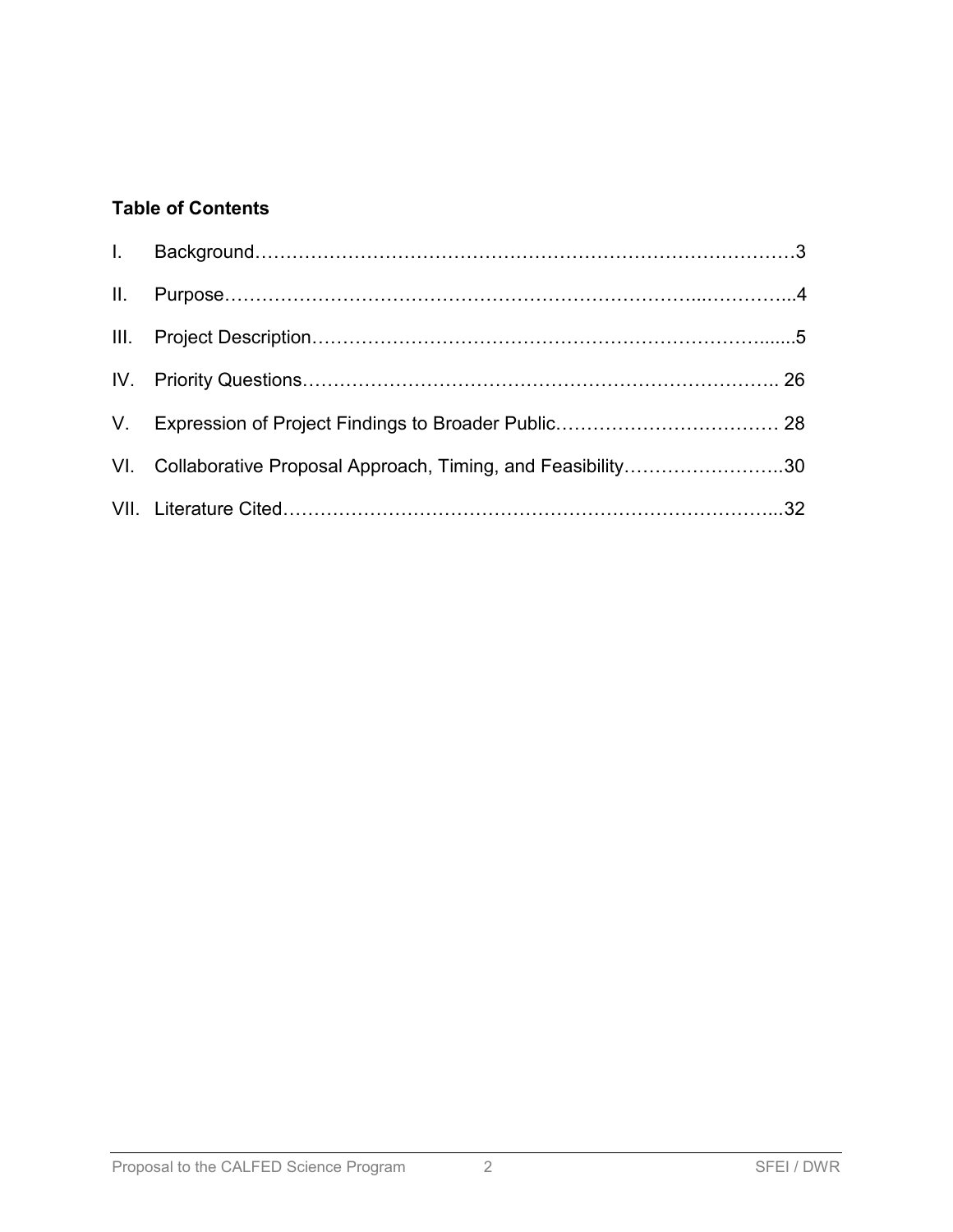**Table of Contents**

I. Background……………………………………………………………………………3

II. Purpose……………………….……………………….………………….………...…………...4

III. Project Description……………………………………………………………….......5

IV. Priority Questions……………………………………………………………….….. 26

V. Expression of Project Findings to Broader Public……………………………… 28

VI. Collaborative Proposal Approach, Timing, and Feasibility……………………..30

VII. Literature Cited…………………………………………….……………………...32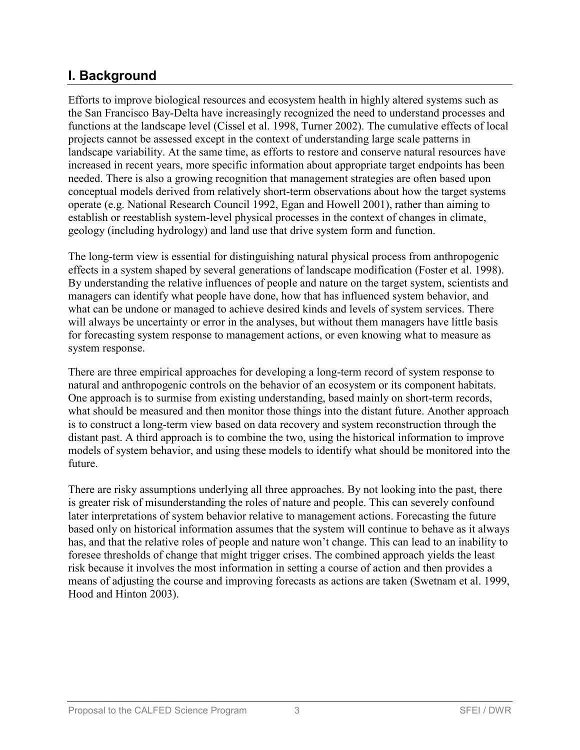## I. Background

Efforts to improve biological resources and ecosystem health in highly altered systems such as the San Francisco Bay-Delta have increasingly recognized the need to understand processes and functions at the landscape level (Cissel et al. 1998, Turner 2002). The cumulative effects of local projects cannot be assessed except in the context of understanding large scale patterns in landscape variability. At the same time, as efforts to restore and conserve natural resources have increased in recent years, more specific information about appropriate target endpoints has been needed. There is also a growing recognition that management strategies are often based upon conceptual models derived from relatively short-term observations about how the target systems operate (e.g. National Research Council 1992, Egan and Howell 2001), rather than aiming to establish or reestablish system-level physical processes in the context of changes in climate, geology (including hydrology) and land use that drive system form and function.

The long-term view is essential for distinguishing natural physical process from anthropogenic effects in a system shaped by several generations of landscape modification (Foster et al. 1998). By understanding the relative influences of people and nature on the target system, scientists and managers can identify what people have done, how that has influenced system behavior, and what can be undone or managed to achieve desired kinds and levels of system services. There will always be uncertainty or error in the analyses, but without them managers have little basis for forecasting system response to management actions, or even knowing what to measure as system response.

There are three empirical approaches for developing a long-term record of system response to natural and anthropogenic controls on the behavior of an ecosystem or its component habitats. One approach is to surmise from existing understanding, based mainly on short-term records, what should be measured and then monitor those things into the distant future. Another approach is to construct a long-term view based on data recovery and system reconstruction through the distant past. A third approach is to combine the two, using the historical information to improve models of system behavior, and using these models to identify what should be monitored into the future.

There are risky assumptions underlying all three approaches. By not looking into the past, there is greater risk of misunderstanding the roles of nature and people. This can severely confound later interpretations of system behavior relative to management actions. Forecasting the future based only on historical information assumes that the system will continue to behave as it always has, and that the relative roles of people and nature won't change. This can lead to an inability to foresee thresholds of change that might trigger crises. The combined approach yields the least risk because it involves the most information in setting a course of action and then provides a means of adjusting the course and improving forecasts as actions are taken (Swetnam et al. 1999, Hood and Hinton 2003).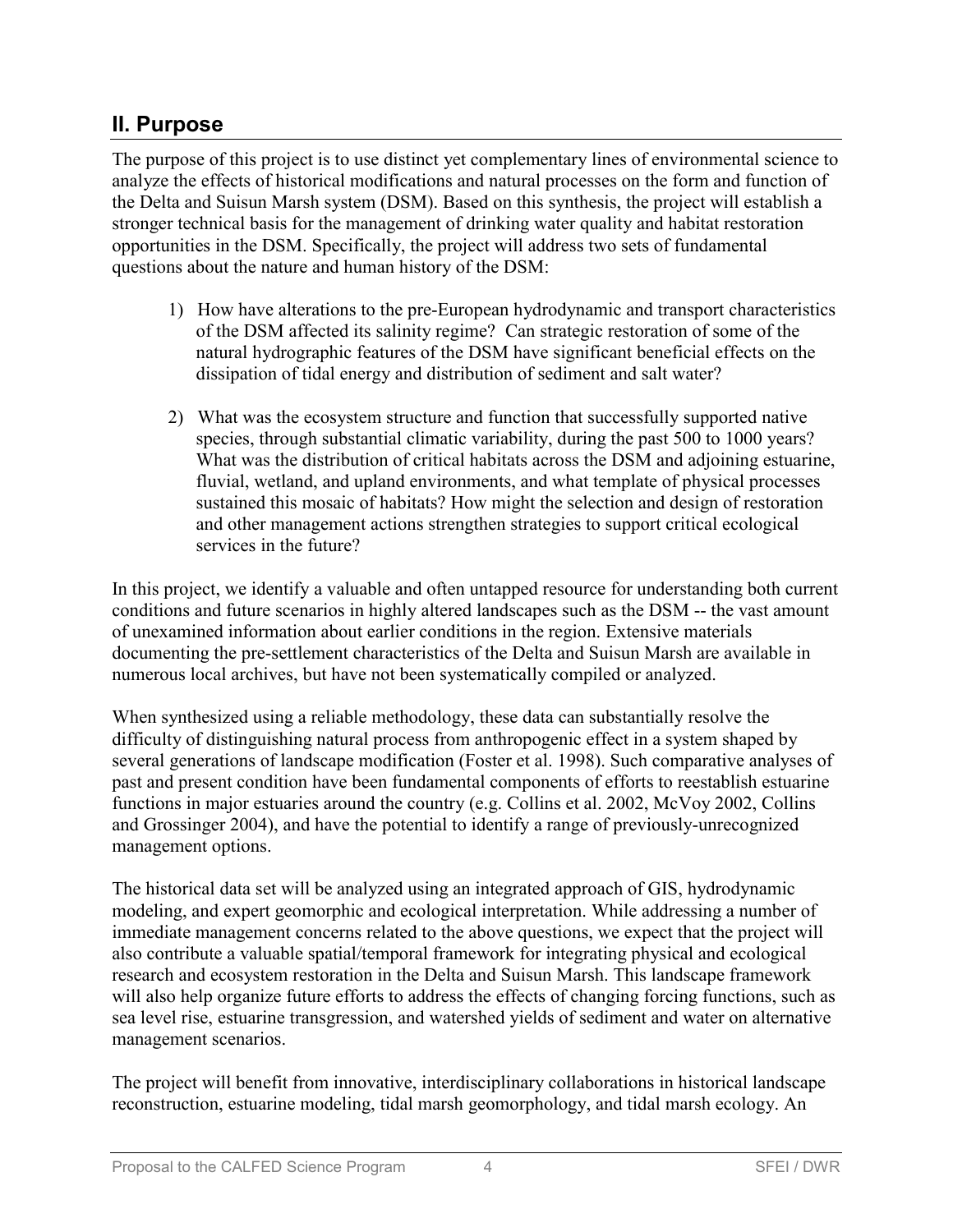## II. Purpose

The purpose of this project is to use distinct yet complementary lines of environmental science to analyze the effects of historical modifications and natural processes on the form and function of the Delta and Suisun Marsh system (DSM). Based on this synthesis, the project will establish a stronger technical basis for the management of drinking water quality and habitat restoration opportunities in the DSM. Specifically, the project will address two sets of fundamental questions about the nature and human history of the DSM:

1) How have alterations to the pre-European hydrodynamic and transport characteristics of the DSM affected its salinity regime? Can strategic restoration of some of the natural hydrographic features of the DSM have significant beneficial effects on the dissipation of tidal energy and distribution of sediment and salt water?

2) What was the ecosystem structure and function that successfully supported native species, through substantial climatic variability, during the past 500 to 1000 years? What was the distribution of critical habitats across the DSM and adjoining estuarine, fluvial, wetland, and upland environments, and what template of physical processes sustained this mosaic of habitats? How might the selection and design of restoration and other management actions strengthen strategies to support critical ecological services in the future?

In this project, we identify a valuable and often untapped resource for understanding both current conditions and future scenarios in highly altered landscapes such as the DSM -- the vast amount of unexamined information about earlier conditions in the region. Extensive materials documenting the pre-settlement characteristics of the Delta and Suisun Marsh are available in numerous local archives, but have not been systematically compiled or analyzed.

When synthesized using a reliable methodology, these data can substantially resolve the difficulty of distinguishing natural process from anthropogenic effect in a system shaped by several generations of landscape modification (Foster et al. 1998). Such comparative analyses of past and present condition have been fundamental components of efforts to reestablish estuarine functions in major estuaries around the country (e.g. Collins et al. 2002, McVoy 2002, Collins and Grossinger 2004), and have the potential to identify a range of previously-unrecognized management options.

The historical data set will be analyzed using an integrated approach of GIS, hydrodynamic modeling, and expert geomorphic and ecological interpretation. While addressing a number of immediate management concerns related to the above questions, we expect that the project will also contribute a valuable spatial/temporal framework for integrating physical and ecological research and ecosystem restoration in the Delta and Suisun Marsh. This landscape framework will also help organize future efforts to address the effects of changing forcing functions, such as sea level rise, estuarine transgression, and watershed yields of sediment and water on alternative management scenarios.

The project will benefit from innovative, interdisciplinary collaborations in historical landscape reconstruction, estuarine modeling, tidal marsh geomorphology, and tidal marsh ecology. An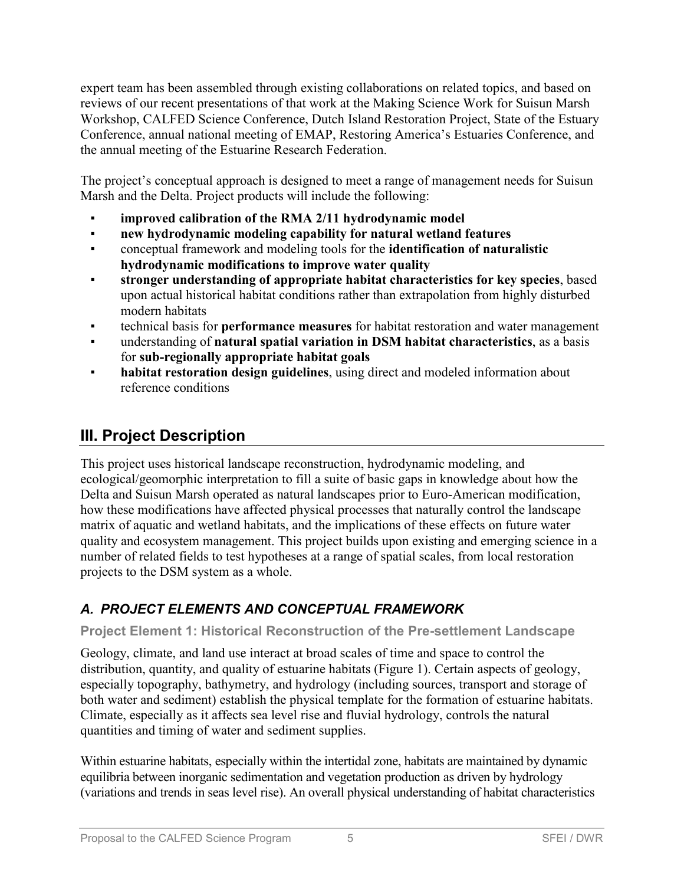expert team has been assembled through existing collaborations on related topics, and based on reviews of our recent presentations of that work at the Making Science Work for Suisun Marsh Workshop, CALFED Science Conference, Dutch Island Restoration Project, State of the Estuary Conference, annual national meeting of EMAP, Restoring America's Estuaries Conference, and the annual meeting of the Estuarine Research Federation.

The project's conceptual approach is designed to meet a range of management needs for Suisun Marsh and the Delta. Project products will include the following:

- **improved calibration of the RMA 2/11 hydrodynamic model**
- **new hydrodynamic modeling capability for natural wetland features**
- conceptual framework and modeling tools for the **identification of naturalistic hydrodynamic modifications to improve water quality**
- **stronger understanding of appropriate habitat characteristics for key species**, based upon actual historical habitat conditions rather than extrapolation from highly disturbed modern habitats
- technical basis for **performance measures** for habitat restoration and water management
- understanding of **natural spatial variation in DSM habitat characteristics**, as a basis for **sub-regionally appropriate habitat goals**
- **habitat restoration design guidelines**, using direct and modeled information about reference conditions

## III. Project Description

This project uses historical landscape reconstruction, hydrodynamic modeling, and ecological/geomorphic interpretation to fill a suite of basic gaps in knowledge about how the Delta and Suisun Marsh operated as natural landscapes prior to Euro-American modification, how these modifications have affected physical processes that naturally control the landscape matrix of aquatic and wetland habitats, and the implications of these effects on future water quality and ecosystem management. This project builds upon existing and emerging science in a number of related fields to test hypotheses at a range of spatial scales, from local restoration projects to the DSM system as a whole.

### *A. PROJECT ELEMENTS AND CONCEPTUAL FRAMEWORK*

#### Project Element 1: Historical Reconstruction of the Pre-settlement Landscape

Geology, climate, and land use interact at broad scales of time and space to control the distribution, quantity, and quality of estuarine habitats (Figure 1). Certain aspects of geology, especially topography, bathymetry, and hydrology (including sources, transport and storage of both water and sediment) establish the physical template for the formation of estuarine habitats. Climate, especially as it affects sea level rise and fluvial hydrology, controls the natural quantities and timing of water and sediment supplies.

Within estuarine habitats, especially within the intertidal zone, habitats are maintained by dynamic equilibria between inorganic sedimentation and vegetation production as driven by hydrology (variations and trends in seas level rise). An overall physical understanding of habitat characteristics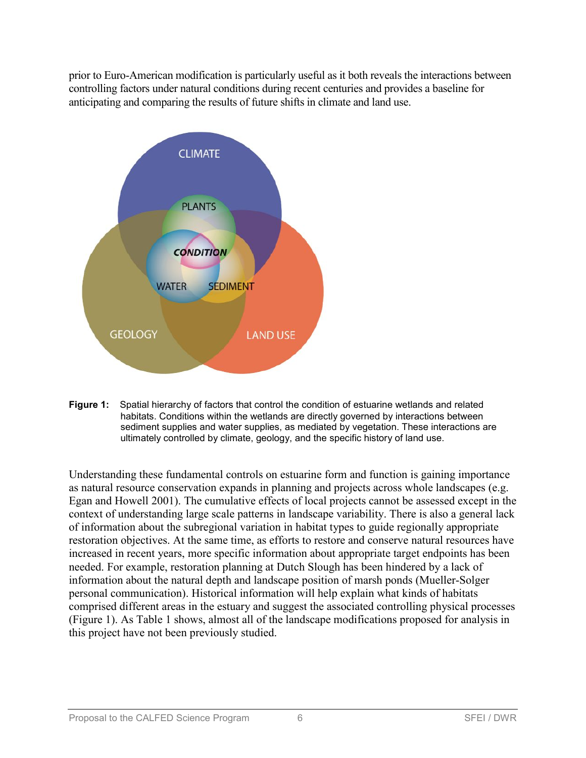prior to Euro-American modification is particularly useful as it both reveals the interactions between controlling factors under natural conditions during recent centuries and provides a baseline for anticipating and comparing the results of future shifts in climate and land use.

**Figure 1:** Spatial hierarchy of factors that control the condition of estuarine wetlands and related habitats. Conditions within the wetlands are directly governed by interactions between sediment supplies and water supplies, as mediated by vegetation. These interactions are ultimately controlled by climate, geology, and the specific history of land use.

Understanding these fundamental controls on estuarine form and function is gaining importance as natural resource conservation expands in planning and projects across whole landscapes (e.g. Egan and Howell 2001). The cumulative effects of local projects cannot be assessed except in the context of understanding large scale patterns in landscape variability. There is also a general lack of information about the subregional variation in habitat types to guide regionally appropriate restoration objectives. At the same time, as efforts to restore and conserve natural resources have increased in recent years, more specific information about appropriate target endpoints has been needed. For example, restoration planning at Dutch Slough has been hindered by a lack of information about the natural depth and landscape position of marsh ponds (Mueller-Solger personal communication). Historical information will help explain what kinds of habitats comprised different areas in the estuary and suggest the associated controlling physical processes (Figure 1). As Table 1 shows, almost all of the landscape modifications proposed for analysis in this project have not been previously studied.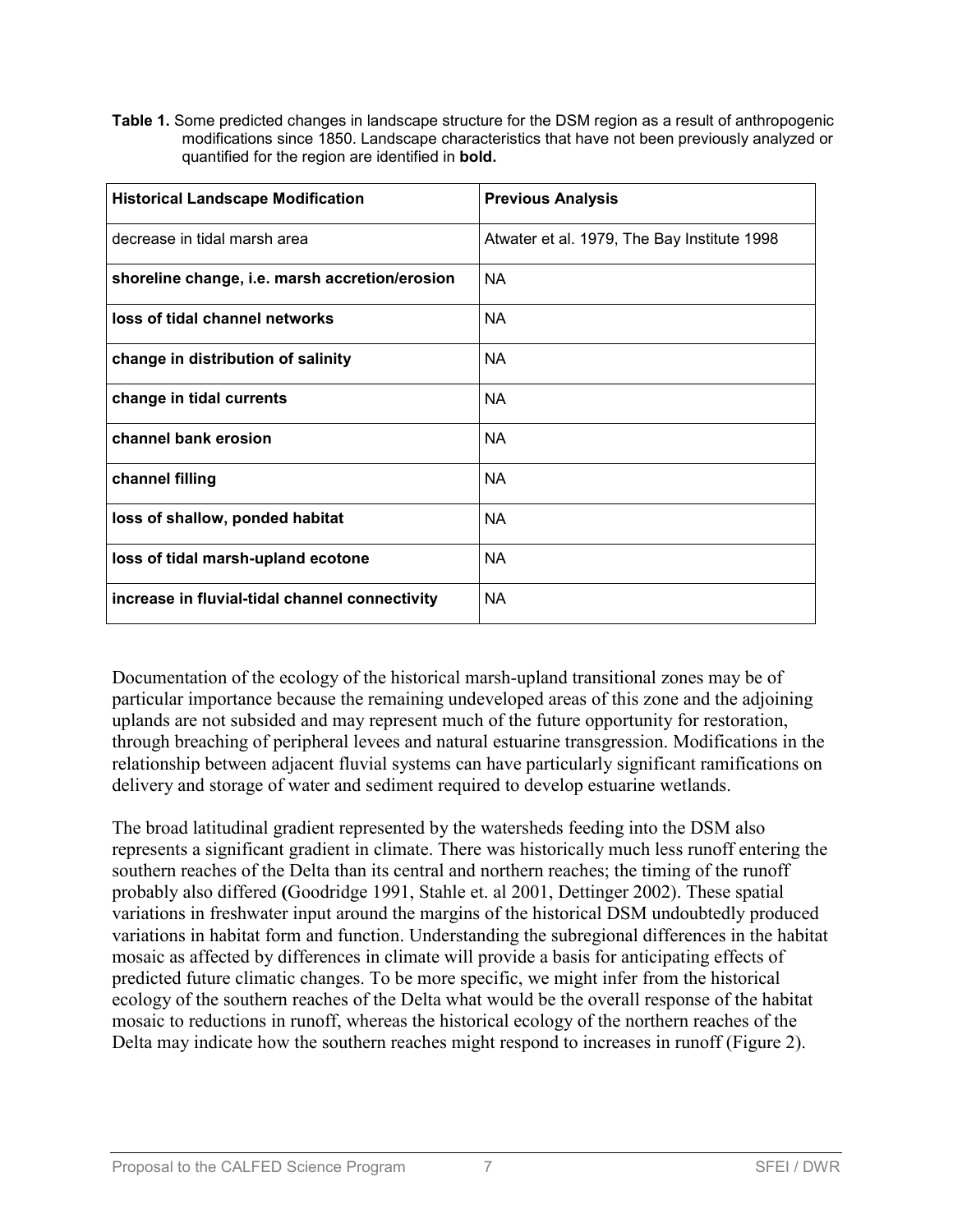**Table 1.** Some predicted changes in landscape structure for the DSM region as a result of anthropogenic modifications since 1850. Landscape characteristics that have not been previously analyzed or quantified for the region are identified in **bold.**

| Historical Landscape Modification | Previous Analysis |
|---|---|
| decrease in tidal marsh area | Atwater et al. 1979, The Bay Institute 1998 |
| **shoreline change, i.e. marsh accretion/erosion** | NA |
| **loss of tidal channel networks** | NA |
| **change in distribution of salinity** | NA |
| **change in tidal currents** | NA |
| **channel bank erosion** | NA |
| **channel filling** | NA |
| **loss of shallow, ponded habitat** | NA |
| **loss of tidal marsh-upland ecotone** | NA |
| **increase in fluvial-tidal channel connectivity** | NA |

Documentation of the ecology of the historical marsh-upland transitional zones may be of particular importance because the remaining undeveloped areas of this zone and the adjoining uplands are not subsided and may represent much of the future opportunity for restoration, through breaching of peripheral levees and natural estuarine transgression. Modifications in the relationship between adjacent fluvial systems can have particularly significant ramifications on delivery and storage of water and sediment required to develop estuarine wetlands.

The broad latitudinal gradient represented by the watersheds feeding into the DSM also represents a significant gradient in climate. There was historically much less runoff entering the southern reaches of the Delta than its central and northern reaches; the timing of the runoff probably also differed **(**Goodridge 1991, Stahle et. al 2001, Dettinger 2002). These spatial variations in freshwater input around the margins of the historical DSM undoubtedly produced variations in habitat form and function. Understanding the subregional differences in the habitat mosaic as affected by differences in climate will provide a basis for anticipating effects of predicted future climatic changes. To be more specific, we might infer from the historical ecology of the southern reaches of the Delta what would be the overall response of the habitat mosaic to reductions in runoff, whereas the historical ecology of the northern reaches of the Delta may indicate how the southern reaches might respond to increases in runoff (Figure 2).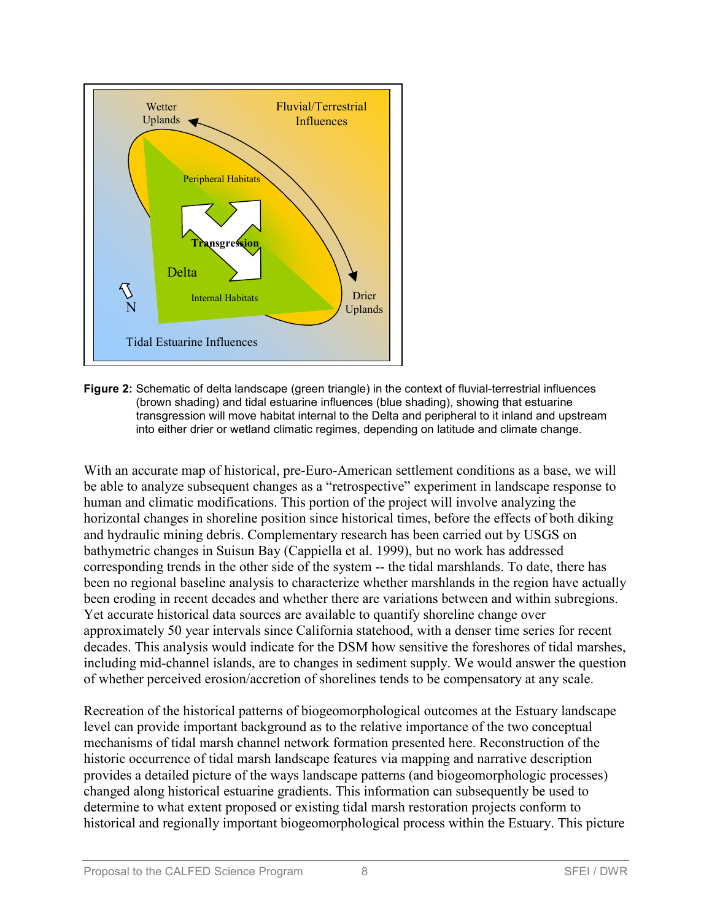**Figure 2:** Schematic of delta landscape (green triangle) in the context of fluvial-terrestrial influences (brown shading) and tidal estuarine influences (blue shading), showing that estuarine transgression will move habitat internal to the Delta and peripheral to it inland and upstream into either drier or wetland climatic regimes, depending on latitude and climate change.

With an accurate map of historical, pre-Euro-American settlement conditions as a base, we will be able to analyze subsequent changes as a "retrospective" experiment in landscape response to human and climatic modifications. This portion of the project will involve analyzing the horizontal changes in shoreline position since historical times, before the effects of both diking and hydraulic mining debris. Complementary research has been carried out by USGS on bathymetric changes in Suisun Bay (Cappiella et al. 1999), but no work has addressed corresponding trends in the other side of the system -- the tidal marshlands. To date, there has been no regional baseline analysis to characterize whether marshlands in the region have actually been eroding in recent decades and whether there are variations between and within subregions. Yet accurate historical data sources are available to quantify shoreline change over approximately 50 year intervals since California statehood, with a denser time series for recent decades. This analysis would indicate for the DSM how sensitive the foreshores of tidal marshes, including mid-channel islands, are to changes in sediment supply. We would answer the question of whether perceived erosion/accretion of shorelines tends to be compensatory at any scale.

Recreation of the historical patterns of biogeomorphological outcomes at the Estuary landscape level can provide important background as to the relative importance of the two conceptual mechanisms of tidal marsh channel network formation presented here. Reconstruction of the historic occurrence of tidal marsh landscape features via mapping and narrative description provides a detailed picture of the ways landscape patterns (and biogeomorphologic processes) changed along historical estuarine gradients. This information can subsequently be used to determine to what extent proposed or existing tidal marsh restoration projects conform to historical and regionally important biogeomorphological process within the Estuary. This picture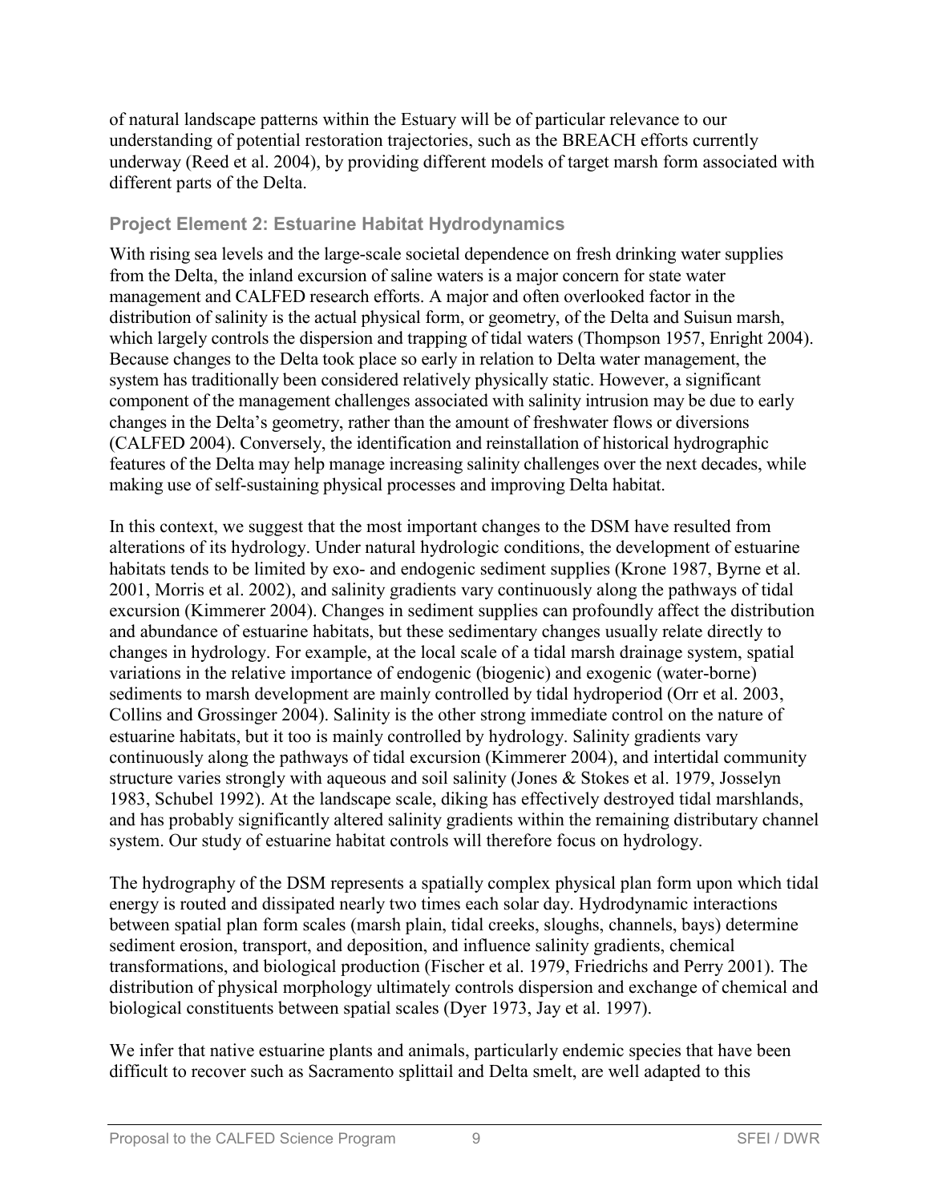of natural landscape patterns within the Estuary will be of particular relevance to our understanding of potential restoration trajectories, such as the BREACH efforts currently underway (Reed et al. 2004), by providing different models of target marsh form associated with different parts of the Delta.

### Project Element 2: Estuarine Habitat Hydrodynamics

With rising sea levels and the large-scale societal dependence on fresh drinking water supplies from the Delta, the inland excursion of saline waters is a major concern for state water management and CALFED research efforts. A major and often overlooked factor in the distribution of salinity is the actual physical form, or geometry, of the Delta and Suisun marsh, which largely controls the dispersion and trapping of tidal waters (Thompson 1957, Enright 2004). Because changes to the Delta took place so early in relation to Delta water management, the system has traditionally been considered relatively physically static. However, a significant component of the management challenges associated with salinity intrusion may be due to early changes in the Delta's geometry, rather than the amount of freshwater flows or diversions (CALFED 2004). Conversely, the identification and reinstallation of historical hydrographic features of the Delta may help manage increasing salinity challenges over the next decades, while making use of self-sustaining physical processes and improving Delta habitat.

In this context, we suggest that the most important changes to the DSM have resulted from alterations of its hydrology. Under natural hydrologic conditions, the development of estuarine habitats tends to be limited by exo- and endogenic sediment supplies (Krone 1987, Byrne et al. 2001, Morris et al. 2002), and salinity gradients vary continuously along the pathways of tidal excursion (Kimmerer 2004). Changes in sediment supplies can profoundly affect the distribution and abundance of estuarine habitats, but these sedimentary changes usually relate directly to changes in hydrology. For example, at the local scale of a tidal marsh drainage system, spatial variations in the relative importance of endogenic (biogenic) and exogenic (water-borne) sediments to marsh development are mainly controlled by tidal hydroperiod (Orr et al. 2003, Collins and Grossinger 2004). Salinity is the other strong immediate control on the nature of estuarine habitats, but it too is mainly controlled by hydrology. Salinity gradients vary continuously along the pathways of tidal excursion (Kimmerer 2004), and intertidal community structure varies strongly with aqueous and soil salinity (Jones & Stokes et al. 1979, Josselyn 1983, Schubel 1992). At the landscape scale, diking has effectively destroyed tidal marshlands, and has probably significantly altered salinity gradients within the remaining distributary channel system. Our study of estuarine habitat controls will therefore focus on hydrology.

The hydrography of the DSM represents a spatially complex physical plan form upon which tidal energy is routed and dissipated nearly two times each solar day. Hydrodynamic interactions between spatial plan form scales (marsh plain, tidal creeks, sloughs, channels, bays) determine sediment erosion, transport, and deposition, and influence salinity gradients, chemical transformations, and biological production (Fischer et al. 1979, Friedrichs and Perry 2001). The distribution of physical morphology ultimately controls dispersion and exchange of chemical and biological constituents between spatial scales (Dyer 1973, Jay et al. 1997).

We infer that native estuarine plants and animals, particularly endemic species that have been difficult to recover such as Sacramento splittail and Delta smelt, are well adapted to this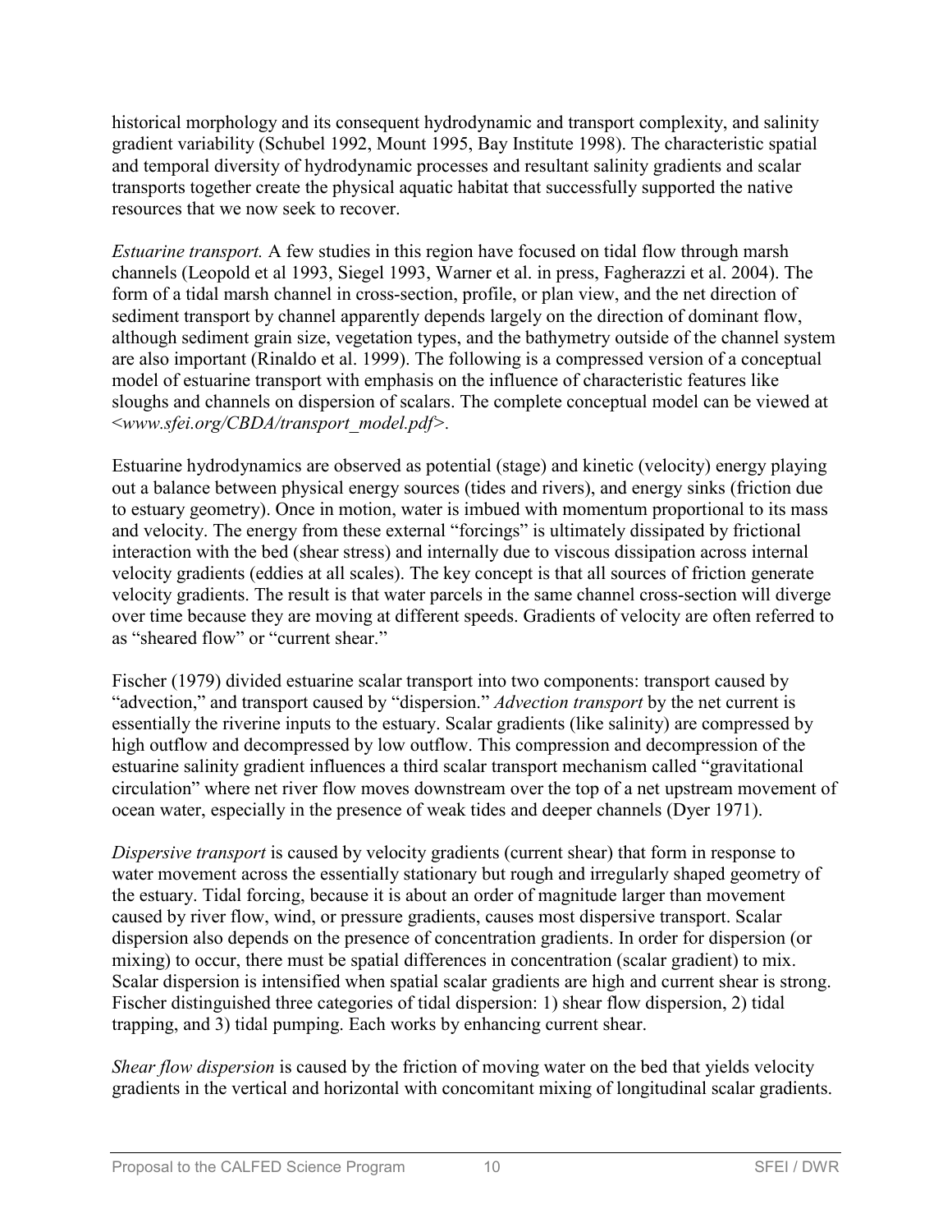historical morphology and its consequent hydrodynamic and transport complexity, and salinity gradient variability (Schubel 1992, Mount 1995, Bay Institute 1998). The characteristic spatial and temporal diversity of hydrodynamic processes and resultant salinity gradients and scalar transports together create the physical aquatic habitat that successfully supported the native resources that we now seek to recover.

*Estuarine transport.* A few studies in this region have focused on tidal flow through marsh channels (Leopold et al 1993, Siegel 1993, Warner et al. in press, Fagherazzi et al. 2004). The form of a tidal marsh channel in cross-section, profile, or plan view, and the net direction of sediment transport by channel apparently depends largely on the direction of dominant flow, although sediment grain size, vegetation types, and the bathymetry outside of the channel system are also important (Rinaldo et al. 1999). The following is a compressed version of a conceptual model of estuarine transport with emphasis on the influence of characteristic features like sloughs and channels on dispersion of scalars. The complete conceptual model can be viewed at <*www.sfei.org/CBDA/transport_model.pdf*>.

Estuarine hydrodynamics are observed as potential (stage) and kinetic (velocity) energy playing out a balance between physical energy sources (tides and rivers), and energy sinks (friction due to estuary geometry). Once in motion, water is imbued with momentum proportional to its mass and velocity. The energy from these external "forcings" is ultimately dissipated by frictional interaction with the bed (shear stress) and internally due to viscous dissipation across internal velocity gradients (eddies at all scales). The key concept is that all sources of friction generate velocity gradients. The result is that water parcels in the same channel cross-section will diverge over time because they are moving at different speeds. Gradients of velocity are often referred to as "sheared flow" or "current shear."

Fischer (1979) divided estuarine scalar transport into two components: transport caused by "advection," and transport caused by "dispersion." *Advection transport* by the net current is essentially the riverine inputs to the estuary. Scalar gradients (like salinity) are compressed by high outflow and decompressed by low outflow. This compression and decompression of the estuarine salinity gradient influences a third scalar transport mechanism called "gravitational circulation" where net river flow moves downstream over the top of a net upstream movement of ocean water, especially in the presence of weak tides and deeper channels (Dyer 1971).

*Dispersive transport* is caused by velocity gradients (current shear) that form in response to water movement across the essentially stationary but rough and irregularly shaped geometry of the estuary. Tidal forcing, because it is about an order of magnitude larger than movement caused by river flow, wind, or pressure gradients, causes most dispersive transport. Scalar dispersion also depends on the presence of concentration gradients. In order for dispersion (or mixing) to occur, there must be spatial differences in concentration (scalar gradient) to mix. Scalar dispersion is intensified when spatial scalar gradients are high and current shear is strong. Fischer distinguished three categories of tidal dispersion: 1) shear flow dispersion, 2) tidal trapping, and 3) tidal pumping. Each works by enhancing current shear.

*Shear flow dispersion* is caused by the friction of moving water on the bed that yields velocity gradients in the vertical and horizontal with concomitant mixing of longitudinal scalar gradients.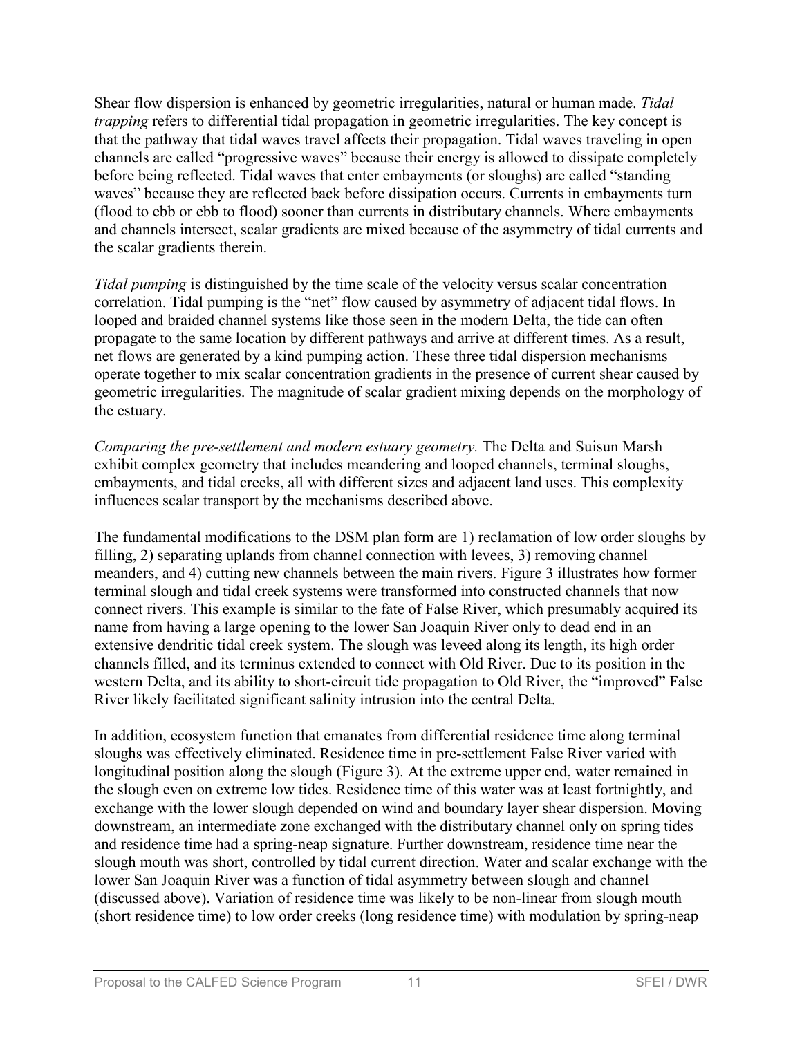Shear flow dispersion is enhanced by geometric irregularities, natural or human made. *Tidal trapping* refers to differential tidal propagation in geometric irregularities. The key concept is that the pathway that tidal waves travel affects their propagation. Tidal waves traveling in open channels are called "progressive waves" because their energy is allowed to dissipate completely before being reflected. Tidal waves that enter embayments (or sloughs) are called "standing waves" because they are reflected back before dissipation occurs. Currents in embayments turn (flood to ebb or ebb to flood) sooner than currents in distributary channels. Where embayments and channels intersect, scalar gradients are mixed because of the asymmetry of tidal currents and the scalar gradients therein.

*Tidal pumping* is distinguished by the time scale of the velocity versus scalar concentration correlation. Tidal pumping is the "net" flow caused by asymmetry of adjacent tidal flows. In looped and braided channel systems like those seen in the modern Delta, the tide can often propagate to the same location by different pathways and arrive at different times. As a result, net flows are generated by a kind pumping action. These three tidal dispersion mechanisms operate together to mix scalar concentration gradients in the presence of current shear caused by geometric irregularities. The magnitude of scalar gradient mixing depends on the morphology of the estuary.

*Comparing the pre-settlement and modern estuary geometry.* The Delta and Suisun Marsh exhibit complex geometry that includes meandering and looped channels, terminal sloughs, embayments, and tidal creeks, all with different sizes and adjacent land uses. This complexity influences scalar transport by the mechanisms described above.

The fundamental modifications to the DSM plan form are 1) reclamation of low order sloughs by filling, 2) separating uplands from channel connection with levees, 3) removing channel meanders, and 4) cutting new channels between the main rivers. Figure 3 illustrates how former terminal slough and tidal creek systems were transformed into constructed channels that now connect rivers. This example is similar to the fate of False River, which presumably acquired its name from having a large opening to the lower San Joaquin River only to dead end in an extensive dendritic tidal creek system. The slough was leveed along its length, its high order channels filled, and its terminus extended to connect with Old River. Due to its position in the western Delta, and its ability to short-circuit tide propagation to Old River, the "improved" False River likely facilitated significant salinity intrusion into the central Delta.

In addition, ecosystem function that emanates from differential residence time along terminal sloughs was effectively eliminated. Residence time in pre-settlement False River varied with longitudinal position along the slough (Figure 3). At the extreme upper end, water remained in the slough even on extreme low tides. Residence time of this water was at least fortnightly, and exchange with the lower slough depended on wind and boundary layer shear dispersion. Moving downstream, an intermediate zone exchanged with the distributary channel only on spring tides and residence time had a spring-neap signature. Further downstream, residence time near the slough mouth was short, controlled by tidal current direction. Water and scalar exchange with the lower San Joaquin River was a function of tidal asymmetry between slough and channel (discussed above). Variation of residence time was likely to be non-linear from slough mouth (short residence time) to low order creeks (long residence time) with modulation by spring-neap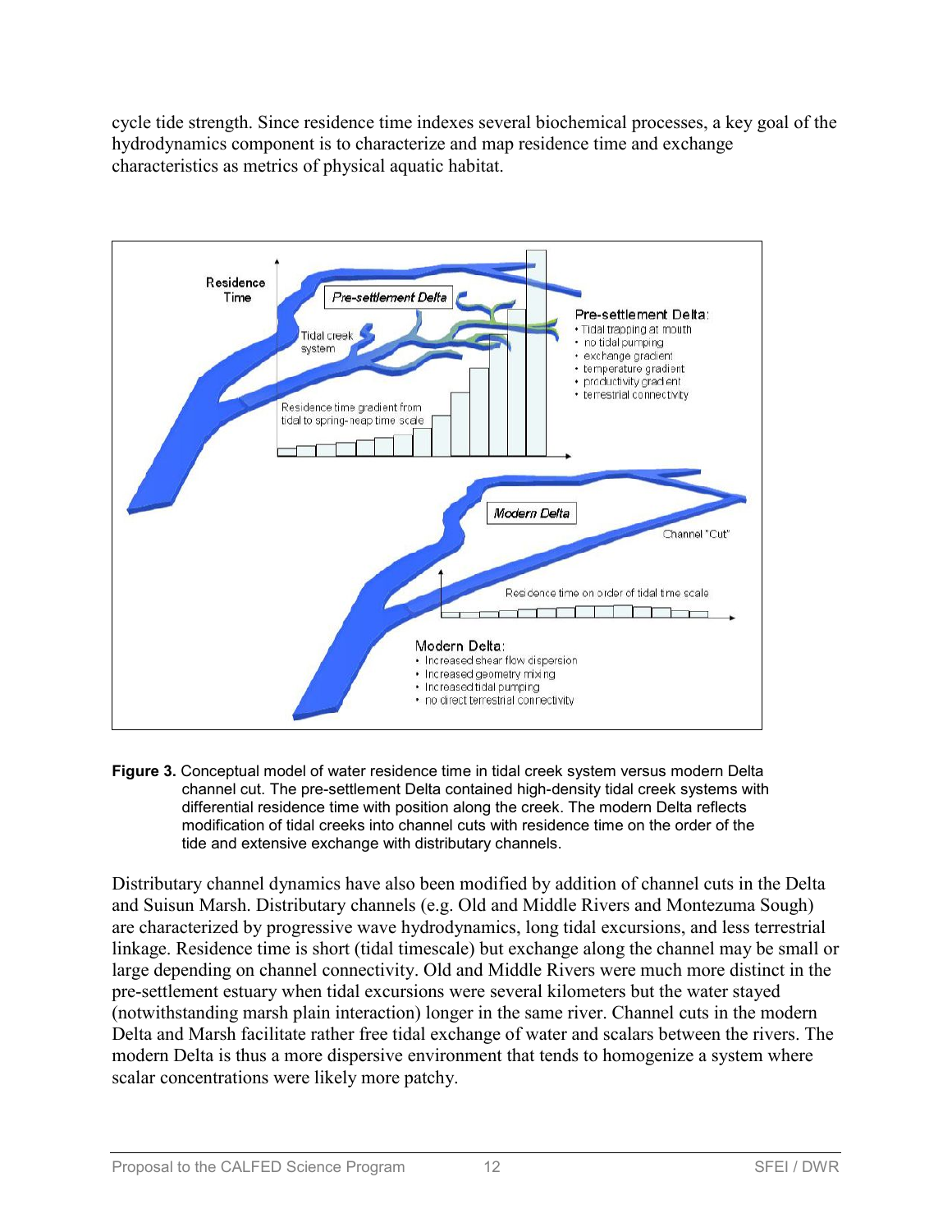cycle tide strength. Since residence time indexes several biochemical processes, a key goal of the hydrodynamics component is to characterize and map residence time and exchange characteristics as metrics of physical aquatic habitat.

**Figure 3.** Conceptual model of water residence time in tidal creek system versus modern Delta channel cut. The pre-settlement Delta contained high-density tidal creek systems with differential residence time with position along the creek. The modern Delta reflects modification of tidal creeks into channel cuts with residence time on the order of the tide and extensive exchange with distributary channels.

Distributary channel dynamics have also been modified by addition of channel cuts in the Delta and Suisun Marsh. Distributary channels (e.g. Old and Middle Rivers and Montezuma Slough) are characterized by progressive wave hydrodynamics, long tidal excursions, and less terrestrial linkage. Residence time is short (tidal timescale) but exchange along the channel may be small or large depending on channel connectivity. Old and Middle Rivers were much more distinct in the pre-settlement estuary when tidal excursions were several kilometers but the water stayed (notwithstanding marsh plain interaction) longer in the same river. Channel cuts in the modern Delta and Marsh facilitate rather free tidal exchange of water and scalars between the rivers. The modern Delta is thus a more dispersive environment that tends to homogenize a system where scalar concentrations were likely more patchy.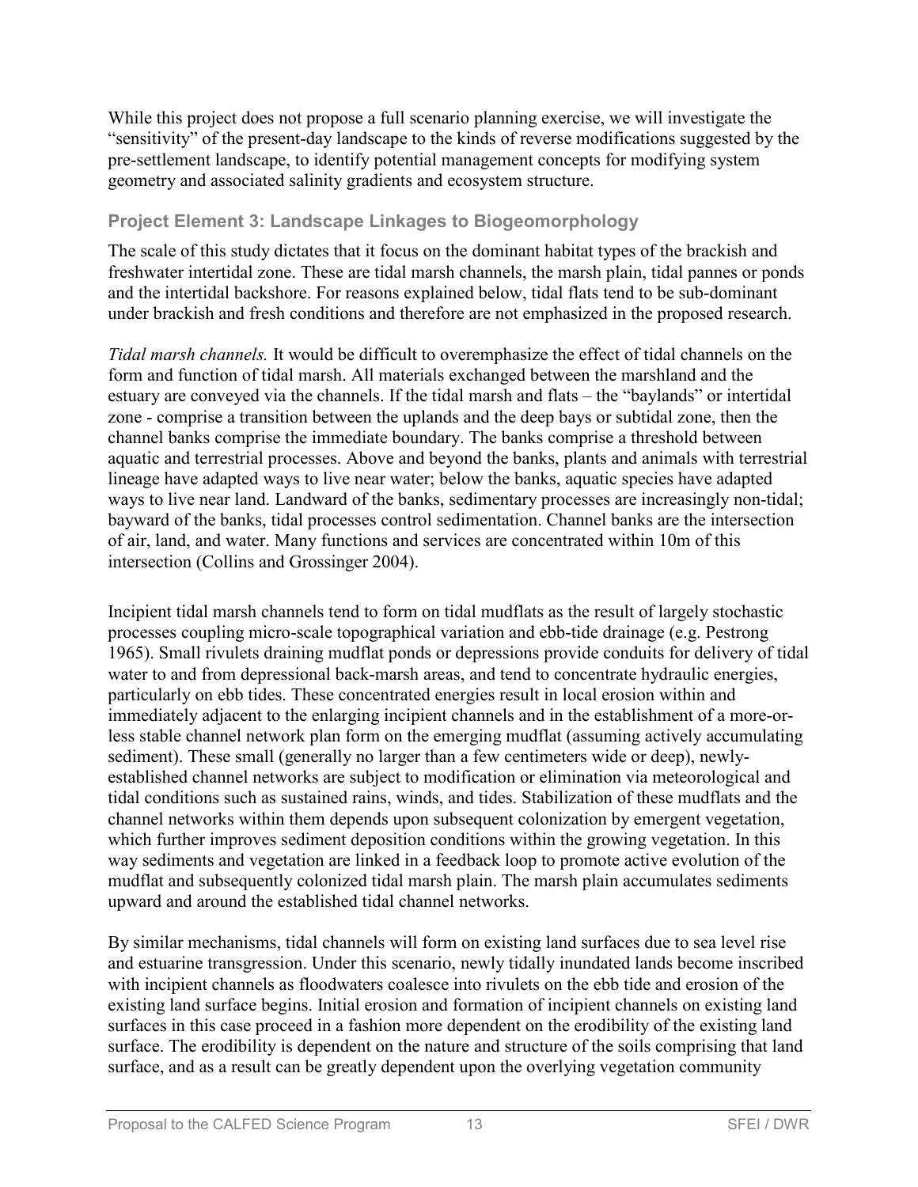While this project does not propose a full scenario planning exercise, we will investigate the "sensitivity" of the present-day landscape to the kinds of reverse modifications suggested by the pre-settlement landscape, to identify potential management concepts for modifying system geometry and associated salinity gradients and ecosystem structure.

### Project Element 3: Landscape Linkages to Biogeomorphology

The scale of this study dictates that it focus on the dominant habitat types of the brackish and freshwater intertidal zone. These are tidal marsh channels, the marsh plain, tidal pannes or ponds and the intertidal backshore. For reasons explained below, tidal flats tend to be sub-dominant under brackish and fresh conditions and therefore are not emphasized in the proposed research.

*Tidal marsh channels.* It would be difficult to overemphasize the effect of tidal channels on the form and function of tidal marsh. All materials exchanged between the marshland and the estuary are conveyed via the channels. If the tidal marsh and flats – the "baylands" or intertidal zone - comprise a transition between the uplands and the deep bays or subtidal zone, then the channel banks comprise the immediate boundary. The banks comprise a threshold between aquatic and terrestrial processes. Above and beyond the banks, plants and animals with terrestrial lineage have adapted ways to live near water; below the banks, aquatic species have adapted ways to live near land. Landward of the banks, sedimentary processes are increasingly non-tidal; bayward of the banks, tidal processes control sedimentation. Channel banks are the intersection of air, land, and water. Many functions and services are concentrated within 10m of this intersection (Collins and Grossinger 2004).

Incipient tidal marsh channels tend to form on tidal mudflats as the result of largely stochastic processes coupling micro-scale topographical variation and ebb-tide drainage (e.g. Pestrong 1965). Small rivulets draining mudflat ponds or depressions provide conduits for delivery of tidal water to and from depressional back-marsh areas, and tend to concentrate hydraulic energies, particularly on ebb tides. These concentrated energies result in local erosion within and immediately adjacent to the enlarging incipient channels and in the establishment of a more-or-less stable channel network plan form on the emerging mudflat (assuming actively accumulating sediment). These small (generally no larger than a few centimeters wide or deep), newly-established channel networks are subject to modification or elimination via meteorological and tidal conditions such as sustained rains, winds, and tides. Stabilization of these mudflats and the channel networks within them depends upon subsequent colonization by emergent vegetation, which further improves sediment deposition conditions within the growing vegetation. In this way sediments and vegetation are linked in a feedback loop to promote active evolution of the mudflat and subsequently colonized tidal marsh plain. The marsh plain accumulates sediments upward and around the established tidal channel networks.

By similar mechanisms, tidal channels will form on existing land surfaces due to sea level rise and estuarine transgression. Under this scenario, newly tidally inundated lands become inscribed with incipient channels as floodwaters coalesce into rivulets on the ebb tide and erosion of the existing land surface begins. Initial erosion and formation of incipient channels on existing land surfaces in this case proceed in a fashion more dependent on the erodibility of the existing land surface. The erodibility is dependent on the nature and structure of the soils comprising that land surface, and as a result can be greatly dependent upon the overlying vegetation community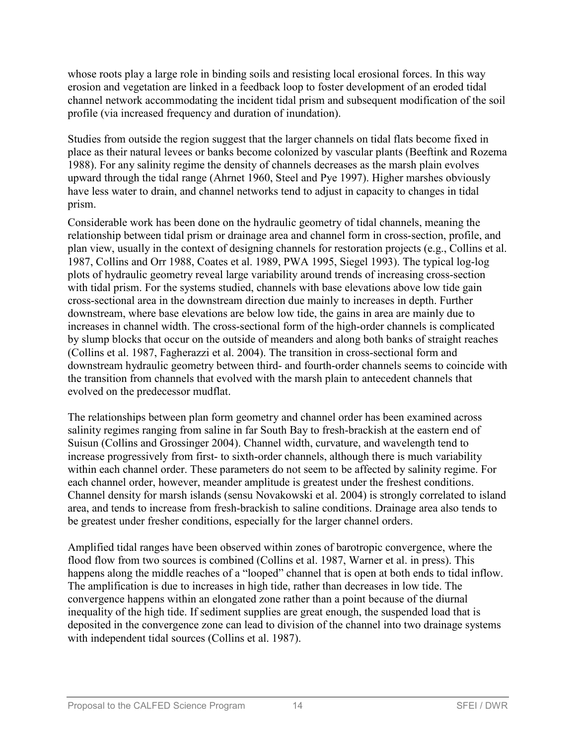whose roots play a large role in binding soils and resisting local erosional forces. In this way erosion and vegetation are linked in a feedback loop to foster development of an eroded tidal channel network accommodating the incident tidal prism and subsequent modification of the soil profile (via increased frequency and duration of inundation).

Studies from outside the region suggest that the larger channels on tidal flats become fixed in place as their natural levees or banks become colonized by vascular plants (Beeftink and Rozema 1988). For any salinity regime the density of channels decreases as the marsh plain evolves upward through the tidal range (Ahrnet 1960, Steel and Pye 1997). Higher marshes obviously have less water to drain, and channel networks tend to adjust in capacity to changes in tidal prism.

Considerable work has been done on the hydraulic geometry of tidal channels, meaning the relationship between tidal prism or drainage area and channel form in cross-section, profile, and plan view, usually in the context of designing channels for restoration projects (e.g., Collins et al. 1987, Collins and Orr 1988, Coates et al. 1989, PWA 1995, Siegel 1993). The typical log-log plots of hydraulic geometry reveal large variability around trends of increasing cross-section with tidal prism. For the systems studied, channels with base elevations above low tide gain cross-sectional area in the downstream direction due mainly to increases in depth. Further downstream, where base elevations are below low tide, the gains in area are mainly due to increases in channel width. The cross-sectional form of the high-order channels is complicated by slump blocks that occur on the outside of meanders and along both banks of straight reaches (Collins et al. 1987, Fagherazzi et al. 2004). The transition in cross-sectional form and downstream hydraulic geometry between third- and fourth-order channels seems to coincide with the transition from channels that evolved with the marsh plain to antecedent channels that evolved on the predecessor mudflat.

The relationships between plan form geometry and channel order has been examined across salinity regimes ranging from saline in far South Bay to fresh-brackish at the eastern end of Suisun (Collins and Grossinger 2004). Channel width, curvature, and wavelength tend to increase progressively from first- to sixth-order channels, although there is much variability within each channel order. These parameters do not seem to be affected by salinity regime. For each channel order, however, meander amplitude is greatest under the freshest conditions. Channel density for marsh islands (sensu Novakowski et al. 2004) is strongly correlated to island area, and tends to increase from fresh-brackish to saline conditions. Drainage area also tends to be greatest under fresher conditions, especially for the larger channel orders.

Amplified tidal ranges have been observed within zones of barotropic convergence, where the flood flow from two sources is combined (Collins et al. 1987, Warner et al. in press). This happens along the middle reaches of a "looped" channel that is open at both ends to tidal inflow. The amplification is due to increases in high tide, rather than decreases in low tide. The convergence happens within an elongated zone rather than a point because of the diurnal inequality of the high tide. If sediment supplies are great enough, the suspended load that is deposited in the convergence zone can lead to division of the channel into two drainage systems with independent tidal sources (Collins et al. 1987).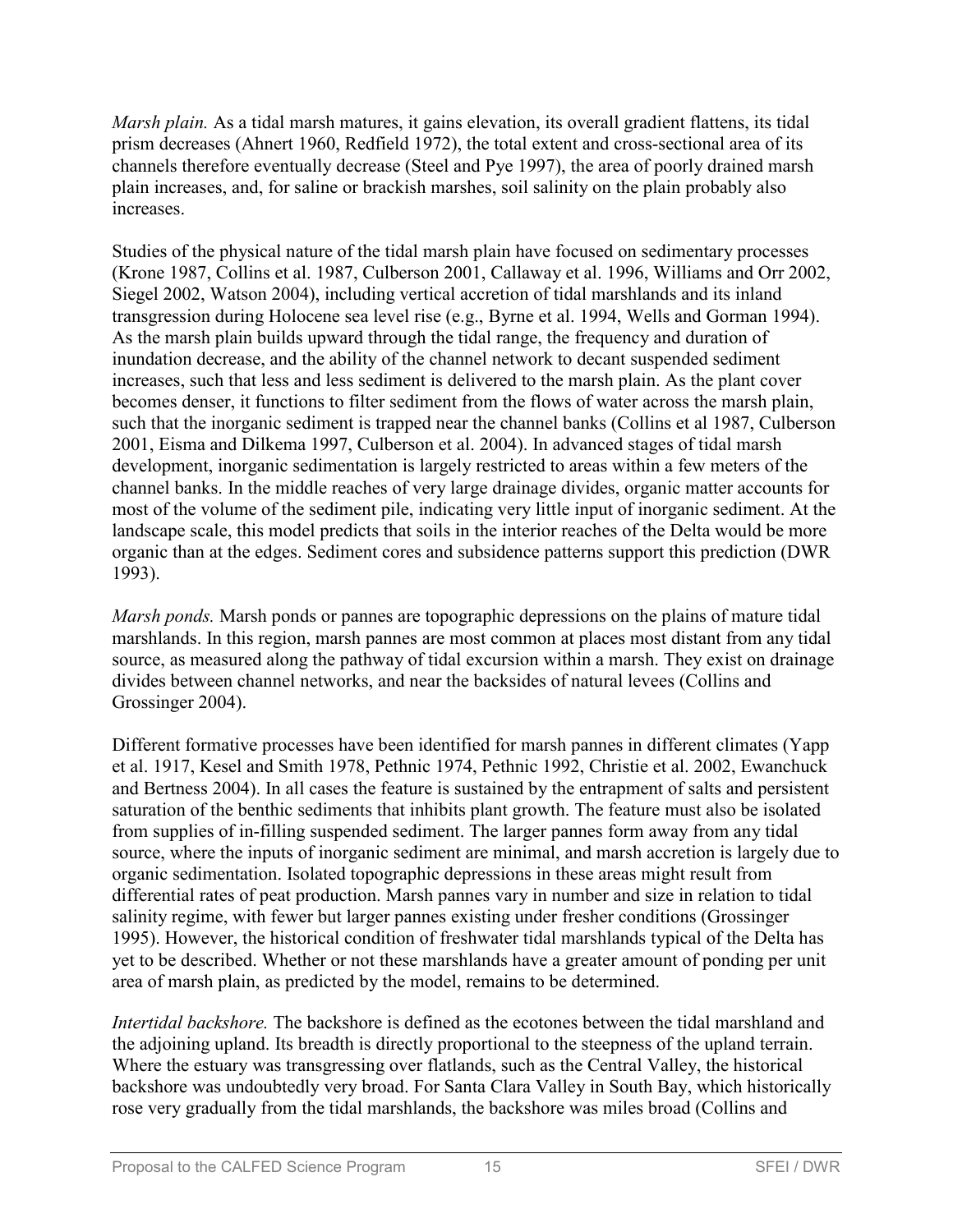*Marsh plain.* As a tidal marsh matures, it gains elevation, its overall gradient flattens, its tidal prism decreases (Ahnert 1960, Redfield 1972), the total extent and cross-sectional area of its channels therefore eventually decrease (Steel and Pye 1997), the area of poorly drained marsh plain increases, and, for saline or brackish marshes, soil salinity on the plain probably also increases.

Studies of the physical nature of the tidal marsh plain have focused on sedimentary processes (Krone 1987, Collins et al. 1987, Culberson 2001, Callaway et al. 1996, Williams and Orr 2002, Siegel 2002, Watson 2004), including vertical accretion of tidal marshlands and its inland transgression during Holocene sea level rise (e.g., Byrne et al. 1994, Wells and Gorman 1994). As the marsh plain builds upward through the tidal range, the frequency and duration of inundation decrease, and the ability of the channel network to decant suspended sediment increases, such that less and less sediment is delivered to the marsh plain. As the plant cover becomes denser, it functions to filter sediment from the flows of water across the marsh plain, such that the inorganic sediment is trapped near the channel banks (Collins et al 1987, Culberson 2001, Eisma and Dilkema 1997, Culberson et al. 2004). In advanced stages of tidal marsh development, inorganic sedimentation is largely restricted to areas within a few meters of the channel banks. In the middle reaches of very large drainage divides, organic matter accounts for most of the volume of the sediment pile, indicating very little input of inorganic sediment. At the landscape scale, this model predicts that soils in the interior reaches of the Delta would be more organic than at the edges. Sediment cores and subsidence patterns support this prediction (DWR 1993).

*Marsh ponds.* Marsh ponds or pannes are topographic depressions on the plains of mature tidal marshlands. In this region, marsh pannes are most common at places most distant from any tidal source, as measured along the pathway of tidal excursion within a marsh. They exist on drainage divides between channel networks, and near the backsides of natural levees (Collins and Grossinger 2004).

Different formative processes have been identified for marsh pannes in different climates (Yapp et al. 1917, Kesel and Smith 1978, Pethnic 1974, Pethnic 1992, Christie et al. 2002, Ewanchuck and Bertness 2004). In all cases the feature is sustained by the entrapment of salts and persistent saturation of the benthic sediments that inhibits plant growth. The feature must also be isolated from supplies of in-filling suspended sediment. The larger pannes form away from any tidal source, where the inputs of inorganic sediment are minimal, and marsh accretion is largely due to organic sedimentation. Isolated topographic depressions in these areas might result from differential rates of peat production. Marsh pannes vary in number and size in relation to tidal salinity regime, with fewer but larger pannes existing under fresher conditions (Grossinger 1995). However, the historical condition of freshwater tidal marshlands typical of the Delta has yet to be described. Whether or not these marshlands have a greater amount of ponding per unit area of marsh plain, as predicted by the model, remains to be determined.

*Intertidal backshore.* The backshore is defined as the ecotones between the tidal marshland and the adjoining upland. Its breadth is directly proportional to the steepness of the upland terrain. Where the estuary was transgressing over flatlands, such as the Central Valley, the historical backshore was undoubtedly very broad. For Santa Clara Valley in South Bay, which historically rose very gradually from the tidal marshlands, the backshore was miles broad (Collins and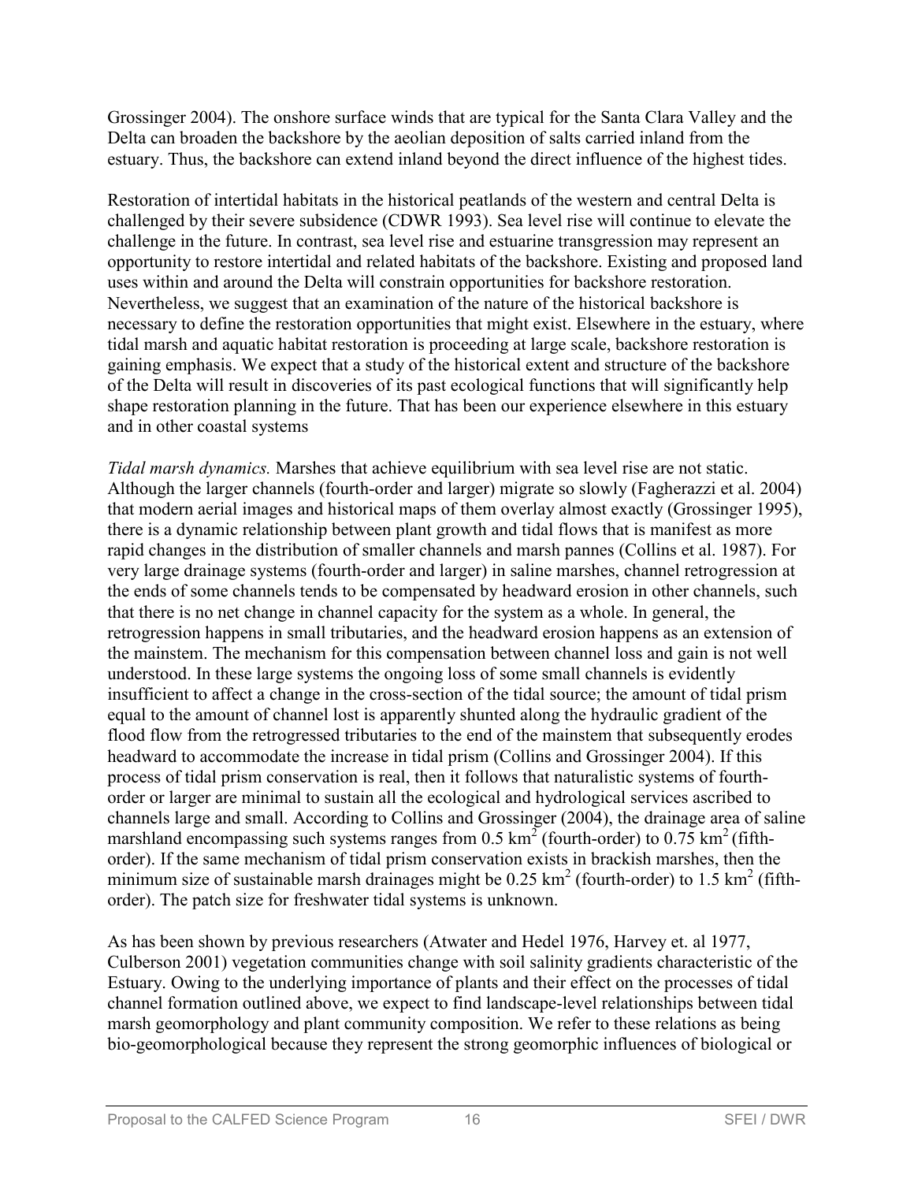Grossinger 2004). The onshore surface winds that are typical for the Santa Clara Valley and the Delta can broaden the backshore by the aeolian deposition of salts carried inland from the estuary. Thus, the backshore can extend inland beyond the direct influence of the highest tides.

Restoration of intertidal habitats in the historical peatlands of the western and central Delta is challenged by their severe subsidence (CDWR 1993). Sea level rise will continue to elevate the challenge in the future. In contrast, sea level rise and estuarine transgression may represent an opportunity to restore intertidal and related habitats of the backshore. Existing and proposed land uses within and around the Delta will constrain opportunities for backshore restoration. Nevertheless, we suggest that an examination of the nature of the historical backshore is necessary to define the restoration opportunities that might exist. Elsewhere in the estuary, where tidal marsh and aquatic habitat restoration is proceeding at large scale, backshore restoration is gaining emphasis. We expect that a study of the historical extent and structure of the backshore of the Delta will result in discoveries of its past ecological functions that will significantly help shape restoration planning in the future. That has been our experience elsewhere in this estuary and in other coastal systems

*Tidal marsh dynamics.* Marshes that achieve equilibrium with sea level rise are not static. Although the larger channels (fourth-order and larger) migrate so slowly (Fagherazzi et al. 2004) that modern aerial images and historical maps of them overlay almost exactly (Grossinger 1995), there is a dynamic relationship between plant growth and tidal flows that is manifest as more rapid changes in the distribution of smaller channels and marsh pannes (Collins et al. 1987). For very large drainage systems (fourth-order and larger) in saline marshes, channel retrogression at the ends of some channels tends to be compensated by headward erosion in other channels, such that there is no net change in channel capacity for the system as a whole. In general, the retrogression happens in small tributaries, and the headward erosion happens as an extension of the mainstem. The mechanism for this compensation between channel loss and gain is not well understood. In these large systems the ongoing loss of some small channels is evidently insufficient to affect a change in the cross-section of the tidal source; the amount of tidal prism equal to the amount of channel lost is apparently shunted along the hydraulic gradient of the flood flow from the retrogressed tributaries to the end of the mainstem that subsequently erodes headward to accommodate the increase in tidal prism (Collins and Grossinger 2004). If this process of tidal prism conservation is real, then it follows that naturalistic systems of fourth-order or larger are minimal to sustain all the ecological and hydrological services ascribed to channels large and small. According to Collins and Grossinger (2004), the drainage area of saline marshland encompassing such systems ranges from 0.5 $km^2$ (fourth-order) to 0.75 $km^2$ (fifth-order). If the same mechanism of tidal prism conservation exists in brackish marshes, then the minimum size of sustainable marsh drainages might be 0.25 $km^2$ (fourth-order) to 1.5 $km^2$ (fifth-order). The patch size for freshwater tidal systems is unknown.

As has been shown by previous researchers (Atwater and Hedel 1976, Harvey et. al 1977, Culberson 2001) vegetation communities change with soil salinity gradients characteristic of the Estuary. Owing to the underlying importance of plants and their effect on the processes of tidal channel formation outlined above, we expect to find landscape-level relationships between tidal marsh geomorphology and plant community composition. We refer to these relations as being bio-geomorphological because they represent the strong geomorphic influences of biological or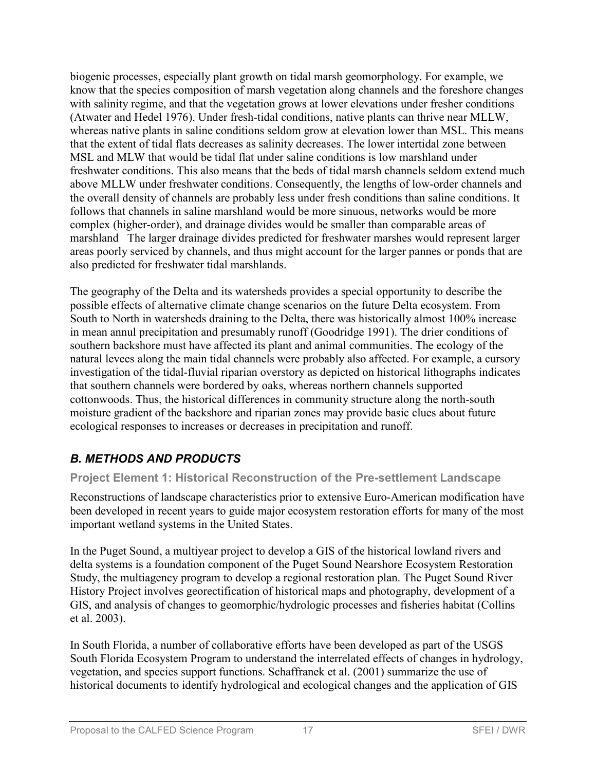biogenic processes, especially plant growth on tidal marsh geomorphology. For example, we know that the species composition of marsh vegetation along channels and the foreshore changes with salinity regime, and that the vegetation grows at lower elevations under fresher conditions (Atwater and Hedel 1976). Under fresh-tidal conditions, native plants can thrive near MLLW, whereas native plants in saline conditions seldom grow at elevation lower than MSL. This means that the extent of tidal flats decreases as salinity decreases. The lower intertidal zone between MSL and MLW that would be tidal flat under saline conditions is low marshland under freshwater conditions. This also means that the beds of tidal marsh channels seldom extend much above MLLW under freshwater conditions. Consequently, the lengths of low-order channels and the overall density of channels are probably less under fresh conditions than saline conditions. It follows that channels in saline marshland would be more sinuous, networks would be more complex (higher-order), and drainage divides would be smaller than comparable areas of marshland   The larger drainage divides predicted for freshwater marshes would represent larger areas poorly serviced by channels, and thus might account for the larger pannes or ponds that are also predicted for freshwater tidal marshlands.

The geography of the Delta and its watersheds provides a special opportunity to describe the possible effects of alternative climate change scenarios on the future Delta ecosystem. From South to North in watersheds draining to the Delta, there was historically almost 100% increase in mean annul precipitation and presumably runoff (Goodridge 1991). The drier conditions of southern backshore must have affected its plant and animal communities. The ecology of the natural levees along the main tidal channels were probably also affected. For example, a cursory investigation of the tidal-fluvial riparian overstory as depicted on historical lithographs indicates that southern channels were bordered by oaks, whereas northern channels supported cottonwoods. Thus, the historical differences in community structure along the north-south moisture gradient of the backshore and riparian zones may provide basic clues about future ecological responses to increases or decreases in precipitation and runoff.

## *B. METHODS AND PRODUCTS*

### Project Element 1: Historical Reconstruction of the Pre-settlement Landscape

Reconstructions of landscape characteristics prior to extensive Euro-American modification have been developed in recent years to guide major ecosystem restoration efforts for many of the most important wetland systems in the United States.

In the Puget Sound, a multiyear project to develop a GIS of the historical lowland rivers and delta systems is a foundation component of the Puget Sound Nearshore Ecosystem Restoration Study, the multiagency program to develop a regional restoration plan. The Puget Sound River History Project involves georectification of historical maps and photography, development of a GIS, and analysis of changes to geomorphic/hydrologic processes and fisheries habitat (Collins et al. 2003).

In South Florida, a number of collaborative efforts have been developed as part of the USGS South Florida Ecosystem Program to understand the interrelated effects of changes in hydrology, vegetation, and species support functions. Schaffranek et al. (2001) summarize the use of historical documents to identify hydrological and ecological changes and the application of GIS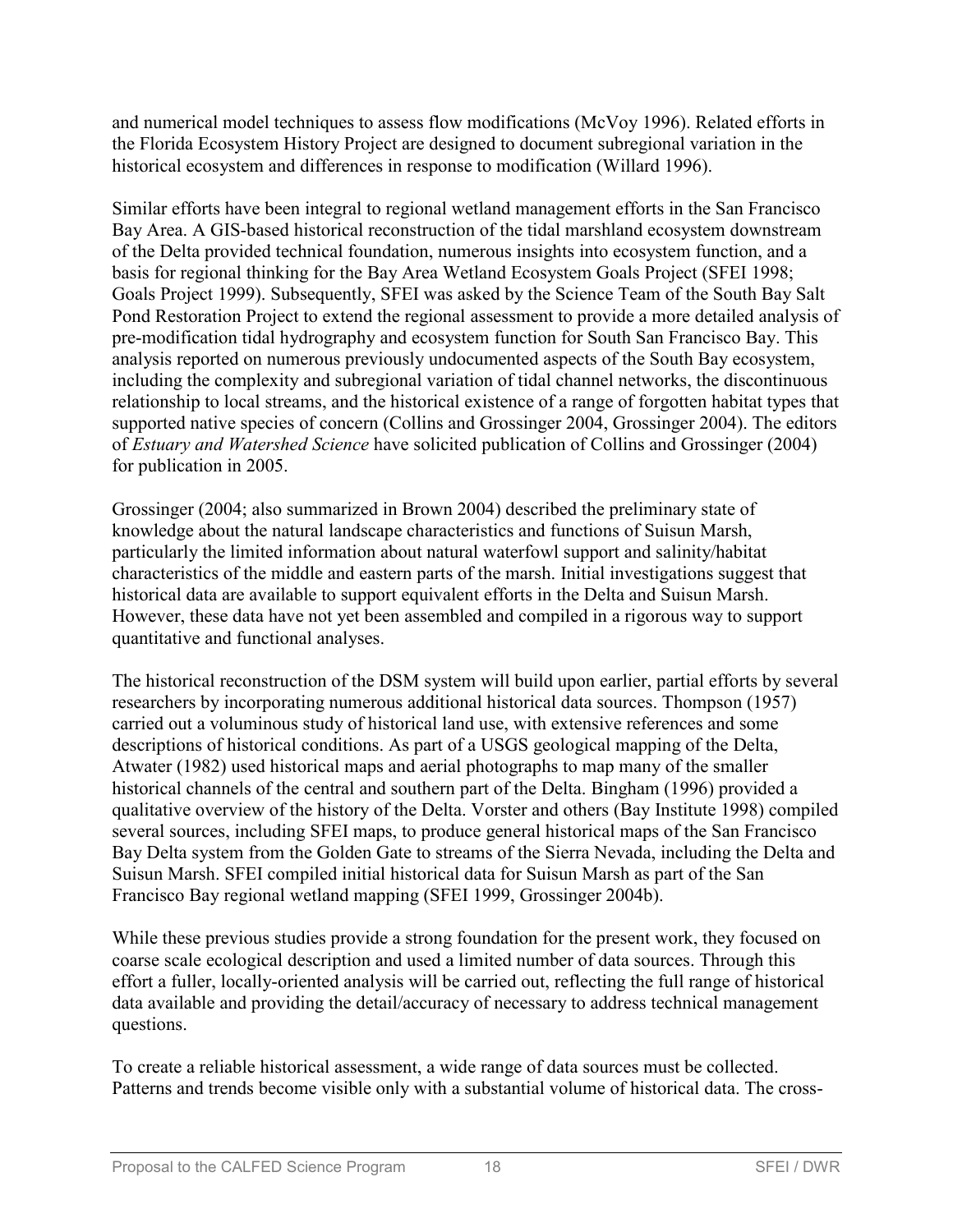and numerical model techniques to assess flow modifications (McVoy 1996). Related efforts in the Florida Ecosystem History Project are designed to document subregional variation in the historical ecosystem and differences in response to modification (Willard 1996).

Similar efforts have been integral to regional wetland management efforts in the San Francisco Bay Area. A GIS-based historical reconstruction of the tidal marshland ecosystem downstream of the Delta provided technical foundation, numerous insights into ecosystem function, and a basis for regional thinking for the Bay Area Wetland Ecosystem Goals Project (SFEI 1998; Goals Project 1999). Subsequently, SFEI was asked by the Science Team of the South Bay Salt Pond Restoration Project to extend the regional assessment to provide a more detailed analysis of pre-modification tidal hydrography and ecosystem function for South San Francisco Bay. This analysis reported on numerous previously undocumented aspects of the South Bay ecosystem, including the complexity and subregional variation of tidal channel networks, the discontinuous relationship to local streams, and the historical existence of a range of forgotten habitat types that supported native species of concern (Collins and Grossinger 2004, Grossinger 2004). The editors of *Estuary and Watershed Science* have solicited publication of Collins and Grossinger (2004) for publication in 2005.

Grossinger (2004; also summarized in Brown 2004) described the preliminary state of knowledge about the natural landscape characteristics and functions of Suisun Marsh, particularly the limited information about natural waterfowl support and salinity/habitat characteristics of the middle and eastern parts of the marsh. Initial investigations suggest that historical data are available to support equivalent efforts in the Delta and Suisun Marsh. However, these data have not yet been assembled and compiled in a rigorous way to support quantitative and functional analyses.

The historical reconstruction of the DSM system will build upon earlier, partial efforts by several researchers by incorporating numerous additional historical data sources. Thompson (1957) carried out a voluminous study of historical land use, with extensive references and some descriptions of historical conditions. As part of a USGS geological mapping of the Delta, Atwater (1982) used historical maps and aerial photographs to map many of the smaller historical channels of the central and southern part of the Delta. Bingham (1996) provided a qualitative overview of the history of the Delta. Vorster and others (Bay Institute 1998) compiled several sources, including SFEI maps, to produce general historical maps of the San Francisco Bay Delta system from the Golden Gate to streams of the Sierra Nevada, including the Delta and Suisun Marsh. SFEI compiled initial historical data for Suisun Marsh as part of the San Francisco Bay regional wetland mapping (SFEI 1999, Grossinger 2004b).

While these previous studies provide a strong foundation for the present work, they focused on coarse scale ecological description and used a limited number of data sources. Through this effort a fuller, locally-oriented analysis will be carried out, reflecting the full range of historical data available and providing the detail/accuracy of necessary to address technical management questions.

To create a reliable historical assessment, a wide range of data sources must be collected. Patterns and trends become visible only with a substantial volume of historical data. The cross-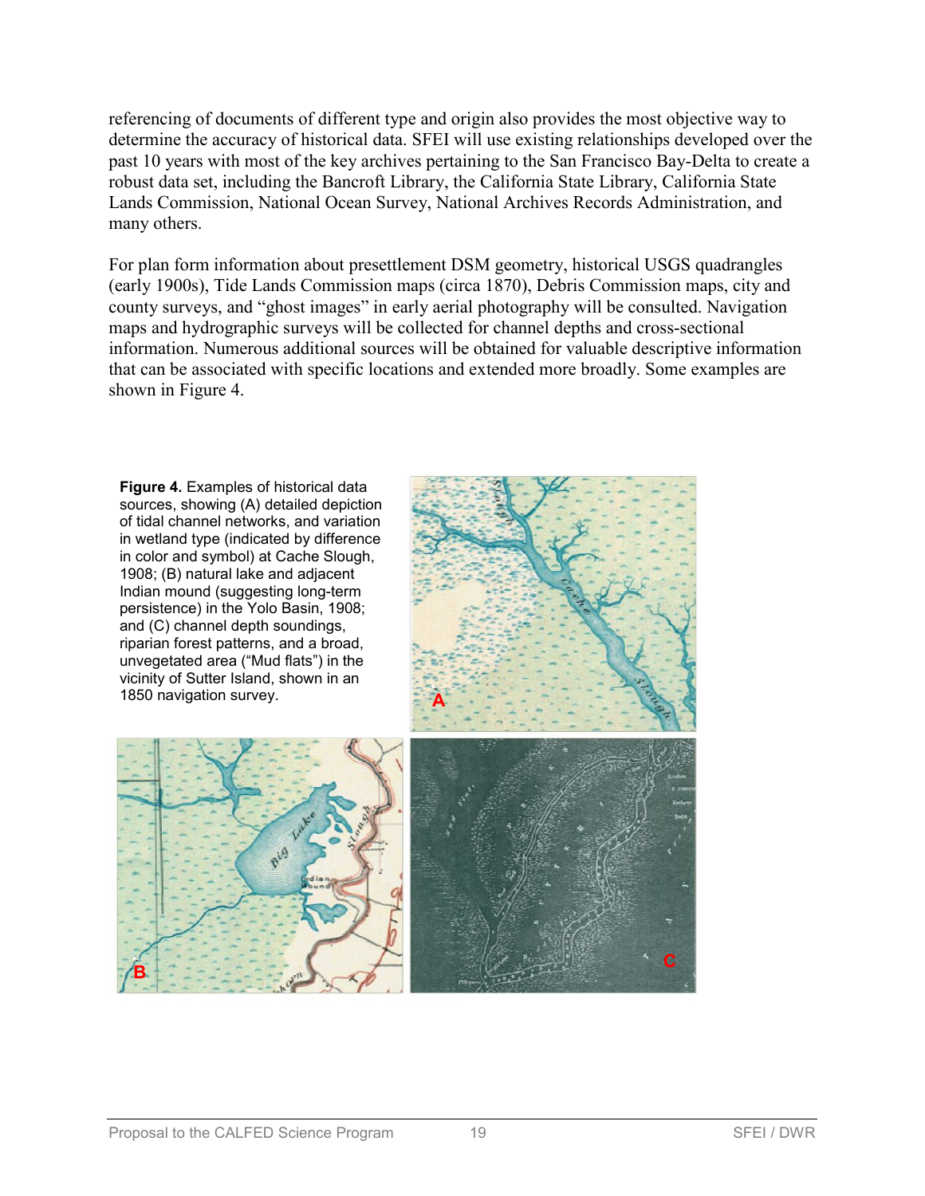referencing of documents of different type and origin also provides the most objective way to determine the accuracy of historical data. SFEI will use existing relationships developed over the past 10 years with most of the key archives pertaining to the San Francisco Bay-Delta to create a robust data set, including the Bancroft Library, the California State Library, California State Lands Commission, National Ocean Survey, National Archives Records Administration, and many others.

For plan form information about presettlement DSM geometry, historical USGS quadrangles (early 1900s), Tide Lands Commission maps (circa 1870), Debris Commission maps, city and county surveys, and "ghost images" in early aerial photography will be consulted. Navigation maps and hydrographic surveys will be collected for channel depths and cross-sectional information. Numerous additional sources will be obtained for valuable descriptive information that can be associated with specific locations and extended more broadly. Some examples are shown in Figure 4.

**Figure 4.** Examples of historical data sources, showing (A) detailed depiction of tidal channel networks, and variation in wetland type (indicated by difference in color and symbol) at Cache Slough, 1908; (B) natural lake and adjacent Indian mound (suggesting long-term persistence) in the Yolo Basin, 1908; and (C) channel depth soundings, riparian forest patterns, and a broad, unvegetated area ("Mud flats") in the vicinity of Sutter Island, shown in an 1850 navigation survey.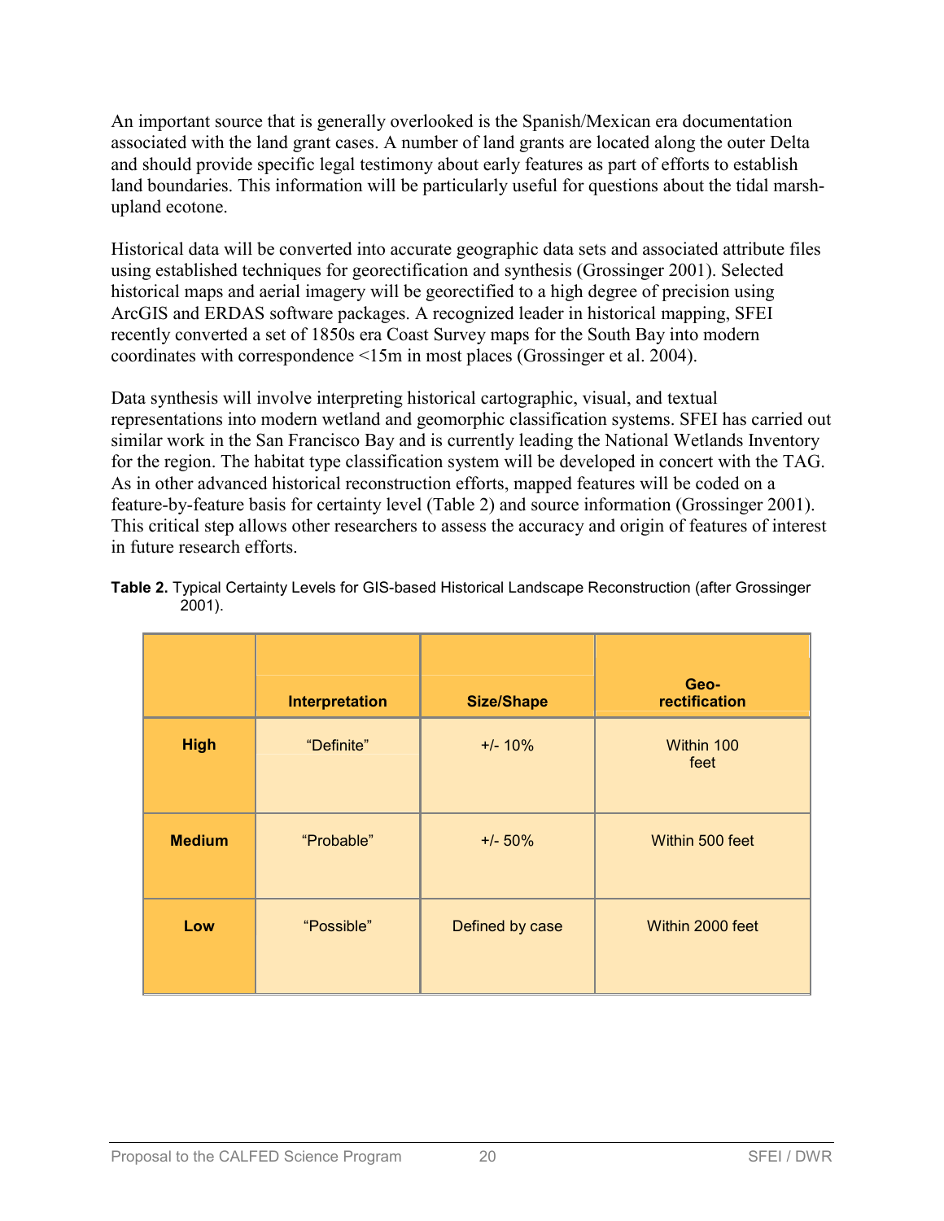An important source that is generally overlooked is the Spanish/Mexican era documentation associated with the land grant cases. A number of land grants are located along the outer Delta and should provide specific legal testimony about early features as part of efforts to establish land boundaries. This information will be particularly useful for questions about the tidal marsh-upland ecotone.

Historical data will be converted into accurate geographic data sets and associated attribute files using established techniques for georectification and synthesis (Grossinger 2001). Selected historical maps and aerial imagery will be georectified to a high degree of precision using ArcGIS and ERDAS software packages. A recognized leader in historical mapping, SFEI recently converted a set of 1850s era Coast Survey maps for the South Bay into modern coordinates with correspondence <15m in most places (Grossinger et al. 2004).

Data synthesis will involve interpreting historical cartographic, visual, and textual representations into modern wetland and geomorphic classification systems. SFEI has carried out similar work in the San Francisco Bay and is currently leading the National Wetlands Inventory for the region. The habitat type classification system will be developed in concert with the TAG. As in other advanced historical reconstruction efforts, mapped features will be coded on a feature-by-feature basis for certainty level (Table 2) and source information (Grossinger 2001). This critical step allows other researchers to assess the accuracy and origin of features of interest in future research efforts.

**Table 2.** Typical Certainty Levels for GIS-based Historical Landscape Reconstruction (after Grossinger 2001).

| | Interpretation | Size/Shape | Geo-rectification |
|---|---|---|---|
| **High** | "Definite" | +/- 10% | Within 100 feet |
| **Medium** | "Probable" | +/- 50% | Within 500 feet |
| **Low** | "Possible" | Defined by case | Within 2000 feet |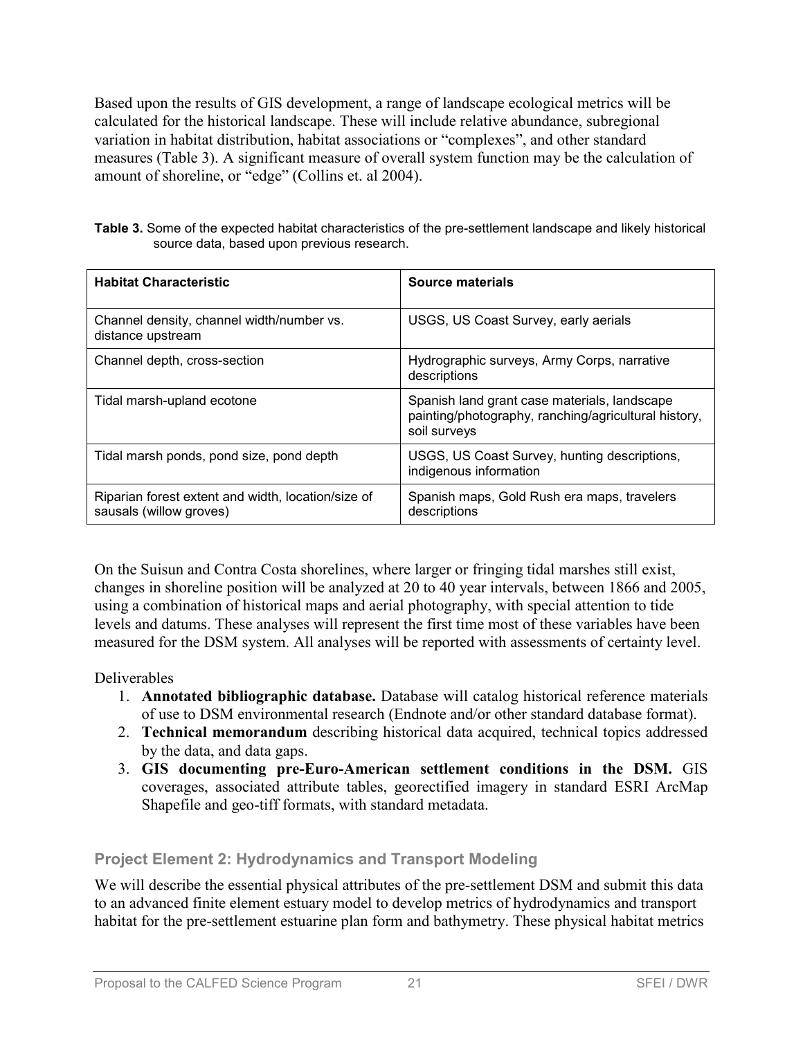Based upon the results of GIS development, a range of landscape ecological metrics will be calculated for the historical landscape. These will include relative abundance, subregional variation in habitat distribution, habitat associations or "complexes", and other standard measures (Table 3). A significant measure of overall system function may be the calculation of amount of shoreline, or "edge" (Collins et. al 2004).

**Table 3.** Some of the expected habitat characteristics of the pre-settlement landscape and likely historical source data, based upon previous research.

| Habitat Characteristic | Source materials |
|---|---|
| Channel density, channel width/number vs. distance upstream | USGS, US Coast Survey, early aerials |
| Channel depth, cross-section | Hydrographic surveys, Army Corps, narrative descriptions |
| Tidal marsh-upland ecotone | Spanish land grant case materials, landscape painting/photography, ranching/agricultural history, soil surveys |
| Tidal marsh ponds, pond size, pond depth | USGS, US Coast Survey, hunting descriptions, indigenous information |
| Riparian forest extent and width, location/size of sausals (willow groves) | Spanish maps, Gold Rush era maps, travelers descriptions |

On the Suisun and Contra Costa shorelines, where larger or fringing tidal marshes still exist, changes in shoreline position will be analyzed at 20 to 40 year intervals, between 1866 and 2005, using a combination of historical maps and aerial photography, with special attention to tide levels and datums. These analyses will represent the first time most of these variables have been measured for the DSM system. All analyses will be reported with assessments of certainty level.

Deliverables

1. **Annotated bibliographic database.** Database will catalog historical reference materials of use to DSM environmental research (Endnote and/or other standard database format).
2. **Technical memorandum** describing historical data acquired, technical topics addressed by the data, and data gaps.
3. **GIS documenting pre-Euro-American settlement conditions in the DSM.** GIS coverages, associated attribute tables, georectified imagery in standard ESRI ArcMap Shapefile and geo-tiff formats, with standard metadata.

### Project Element 2: Hydrodynamics and Transport Modeling

We will describe the essential physical attributes of the pre-settlement DSM and submit this data to an advanced finite element estuary model to develop metrics of hydrodynamics and transport habitat for the pre-settlement estuarine plan form and bathymetry. These physical habitat metrics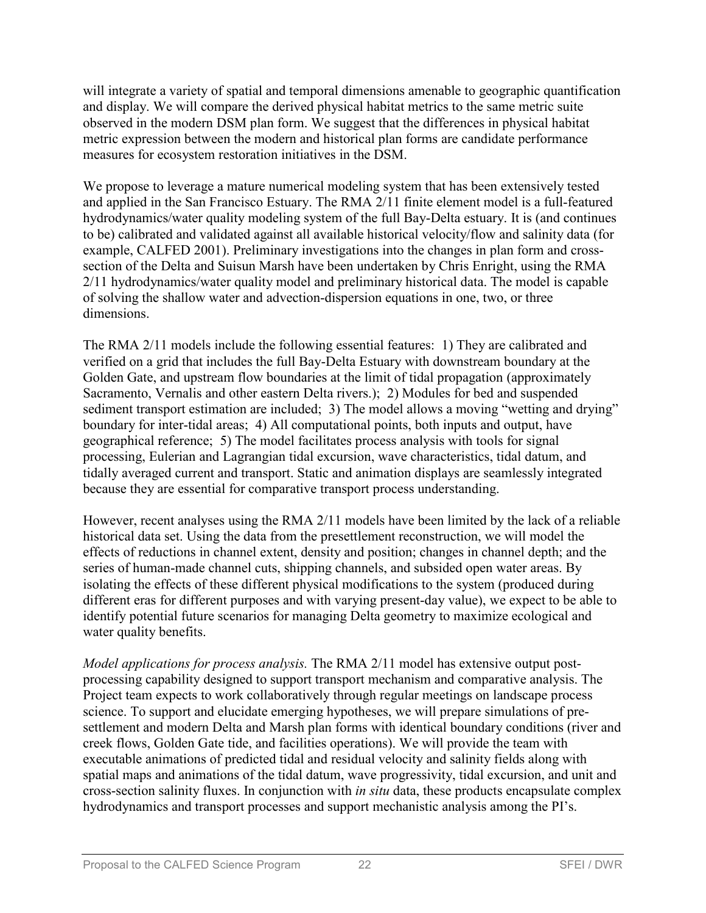will integrate a variety of spatial and temporal dimensions amenable to geographic quantification and display. We will compare the derived physical habitat metrics to the same metric suite observed in the modern DSM plan form. We suggest that the differences in physical habitat metric expression between the modern and historical plan forms are candidate performance measures for ecosystem restoration initiatives in the DSM.

We propose to leverage a mature numerical modeling system that has been extensively tested and applied in the San Francisco Estuary. The RMA 2/11 finite element model is a full-featured hydrodynamics/water quality modeling system of the full Bay-Delta estuary. It is (and continues to be) calibrated and validated against all available historical velocity/flow and salinity data (for example, CALFED 2001). Preliminary investigations into the changes in plan form and cross-section of the Delta and Suisun Marsh have been undertaken by Chris Enright, using the RMA 2/11 hydrodynamics/water quality model and preliminary historical data. The model is capable of solving the shallow water and advection-dispersion equations in one, two, or three dimensions.

The RMA 2/11 models include the following essential features: 1) They are calibrated and verified on a grid that includes the full Bay-Delta Estuary with downstream boundary at the Golden Gate, and upstream flow boundaries at the limit of tidal propagation (approximately Sacramento, Vernalis and other eastern Delta rivers.); 2) Modules for bed and suspended sediment transport estimation are included; 3) The model allows a moving "wetting and drying" boundary for inter-tidal areas; 4) All computational points, both inputs and output, have geographical reference; 5) The model facilitates process analysis with tools for signal processing, Eulerian and Lagrangian tidal excursion, wave characteristics, tidal datum, and tidally averaged current and transport. Static and animation displays are seamlessly integrated because they are essential for comparative transport process understanding.

However, recent analyses using the RMA 2/11 models have been limited by the lack of a reliable historical data set. Using the data from the presettlement reconstruction, we will model the effects of reductions in channel extent, density and position; changes in channel depth; and the series of human-made channel cuts, shipping channels, and subsided open water areas. By isolating the effects of these different physical modifications to the system (produced during different eras for different purposes and with varying present-day value), we expect to be able to identify potential future scenarios for managing Delta geometry to maximize ecological and water quality benefits.

*Model applications for process analysis.* The RMA 2/11 model has extensive output post-processing capability designed to support transport mechanism and comparative analysis. The Project team expects to work collaboratively through regular meetings on landscape process science. To support and elucidate emerging hypotheses, we will prepare simulations of pre-settlement and modern Delta and Marsh plan forms with identical boundary conditions (river and creek flows, Golden Gate tide, and facilities operations). We will provide the team with executable animations of predicted tidal and residual velocity and salinity fields along with spatial maps and animations of the tidal datum, wave progressivity, tidal excursion, and unit and cross-section salinity fluxes. In conjunction with *in situ* data, these products encapsulate complex hydrodynamics and transport processes and support mechanistic analysis among the PI's.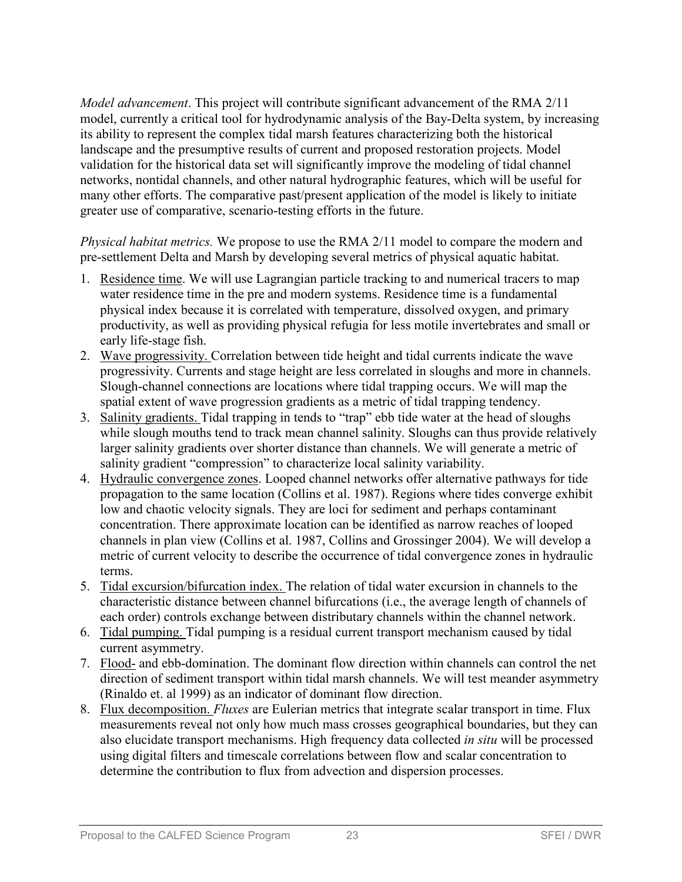*Model advancement*. This project will contribute significant advancement of the RMA 2/11 model, currently a critical tool for hydrodynamic analysis of the Bay-Delta system, by increasing its ability to represent the complex tidal marsh features characterizing both the historical landscape and the presumptive results of current and proposed restoration projects. Model validation for the historical data set will significantly improve the modeling of tidal channel networks, nontidal channels, and other natural hydrographic features, which will be useful for many other efforts. The comparative past/present application of the model is likely to initiate greater use of comparative, scenario-testing efforts in the future.

*Physical habitat metrics.* We propose to use the RMA 2/11 model to compare the modern and pre-settlement Delta and Marsh by developing several metrics of physical aquatic habitat.

1. Residence time. We will use Lagrangian particle tracking to and numerical tracers to map water residence time in the pre and modern systems. Residence time is a fundamental physical index because it is correlated with temperature, dissolved oxygen, and primary productivity, as well as providing physical refugia for less motile invertebrates and small or early life-stage fish.
2. Wave progressivity. Correlation between tide height and tidal currents indicate the wave progressivity. Currents and stage height are less correlated in sloughs and more in channels. Slough-channel connections are locations where tidal trapping occurs. We will map the spatial extent of wave progression gradients as a metric of tidal trapping tendency.
3. Salinity gradients. Tidal trapping in tends to "trap" ebb tide water at the head of sloughs while slough mouths tend to track mean channel salinity. Sloughs can thus provide relatively larger salinity gradients over shorter distance than channels. We will generate a metric of salinity gradient "compression" to characterize local salinity variability.
4. Hydraulic convergence zones. Looped channel networks offer alternative pathways for tide propagation to the same location (Collins et al. 1987). Regions where tides converge exhibit low and chaotic velocity signals. They are loci for sediment and perhaps contaminant concentration. There approximate location can be identified as narrow reaches of looped channels in plan view (Collins et al. 1987, Collins and Grossinger 2004). We will develop a metric of current velocity to describe the occurrence of tidal convergence zones in hydraulic terms.
5. Tidal excursion/bifurcation index. The relation of tidal water excursion in channels to the characteristic distance between channel bifurcations (i.e., the average length of channels of each order) controls exchange between distributary channels within the channel network.
6. Tidal pumping. Tidal pumping is a residual current transport mechanism caused by tidal current asymmetry.
7. Flood- and ebb-domination. The dominant flow direction within channels can control the net direction of sediment transport within tidal marsh channels. We will test meander asymmetry (Rinaldo et. al 1999) as an indicator of dominant flow direction.
8. Flux decomposition. *Fluxes* are Eulerian metrics that integrate scalar transport in time. Flux measurements reveal not only how much mass crosses geographical boundaries, but they can also elucidate transport mechanisms. High frequency data collected *in situ* will be processed using digital filters and timescale correlations between flow and scalar concentration to determine the contribution to flux from advection and dispersion processes.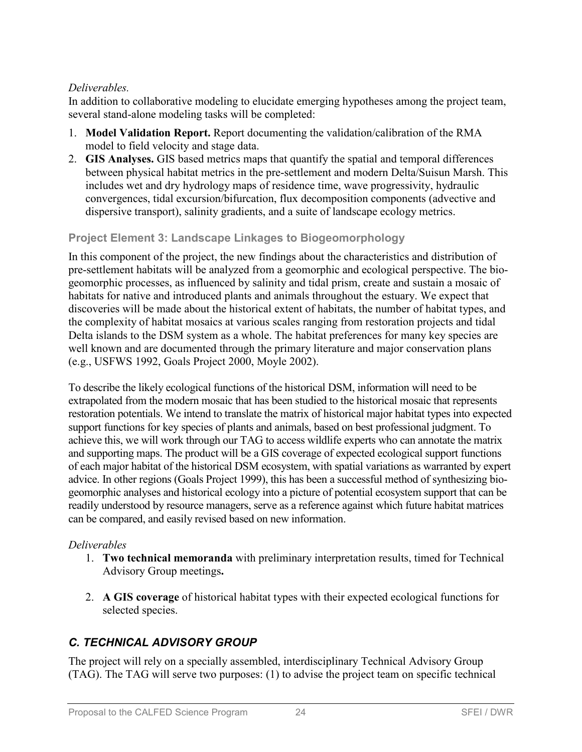*Deliverables.*

In addition to collaborative modeling to elucidate emerging hypotheses among the project team, several stand-alone modeling tasks will be completed:

1. **Model Validation Report.** Report documenting the validation/calibration of the RMA model to field velocity and stage data.
2. **GIS Analyses.** GIS based metrics maps that quantify the spatial and temporal differences between physical habitat metrics in the pre-settlement and modern Delta/Suisun Marsh. This includes wet and dry hydrology maps of residence time, wave progressivity, hydraulic convergences, tidal excursion/bifurcation, flux decomposition components (advective and dispersive transport), salinity gradients, and a suite of landscape ecology metrics.

### Project Element 3: Landscape Linkages to Biogeomorphology

In this component of the project, the new findings about the characteristics and distribution of pre-settlement habitats will be analyzed from a geomorphic and ecological perspective. The bio-geomorphic processes, as influenced by salinity and tidal prism, create and sustain a mosaic of habitats for native and introduced plants and animals throughout the estuary. We expect that discoveries will be made about the historical extent of habitats, the number of habitat types, and the complexity of habitat mosaics at various scales ranging from restoration projects and tidal Delta islands to the DSM system as a whole. The habitat preferences for many key species are well known and are documented through the primary literature and major conservation plans (e.g., USFWS 1992, Goals Project 2000, Moyle 2002).

To describe the likely ecological functions of the historical DSM, information will need to be extrapolated from the modern mosaic that has been studied to the historical mosaic that represents restoration potentials. We intend to translate the matrix of historical major habitat types into expected support functions for key species of plants and animals, based on best professional judgment. To achieve this, we will work through our TAG to access wildlife experts who can annotate the matrix and supporting maps. The product will be a GIS coverage of expected ecological support functions of each major habitat of the historical DSM ecosystem, with spatial variations as warranted by expert advice. In other regions (Goals Project 1999), this has been a successful method of synthesizing bio-geomorphic analyses and historical ecology into a picture of potential ecosystem support that can be readily understood by resource managers, serve as a reference against which future habitat matrices can be compared, and easily revised based on new information.

*Deliverables*

1. **Two technical memoranda** with preliminary interpretation results, timed for Technical Advisory Group meetings**.**

2. **A GIS coverage** of historical habitat types with their expected ecological functions for selected species.

## *C. TECHNICAL ADVISORY GROUP*

The project will rely on a specially assembled, interdisciplinary Technical Advisory Group (TAG). The TAG will serve two purposes: (1) to advise the project team on specific technical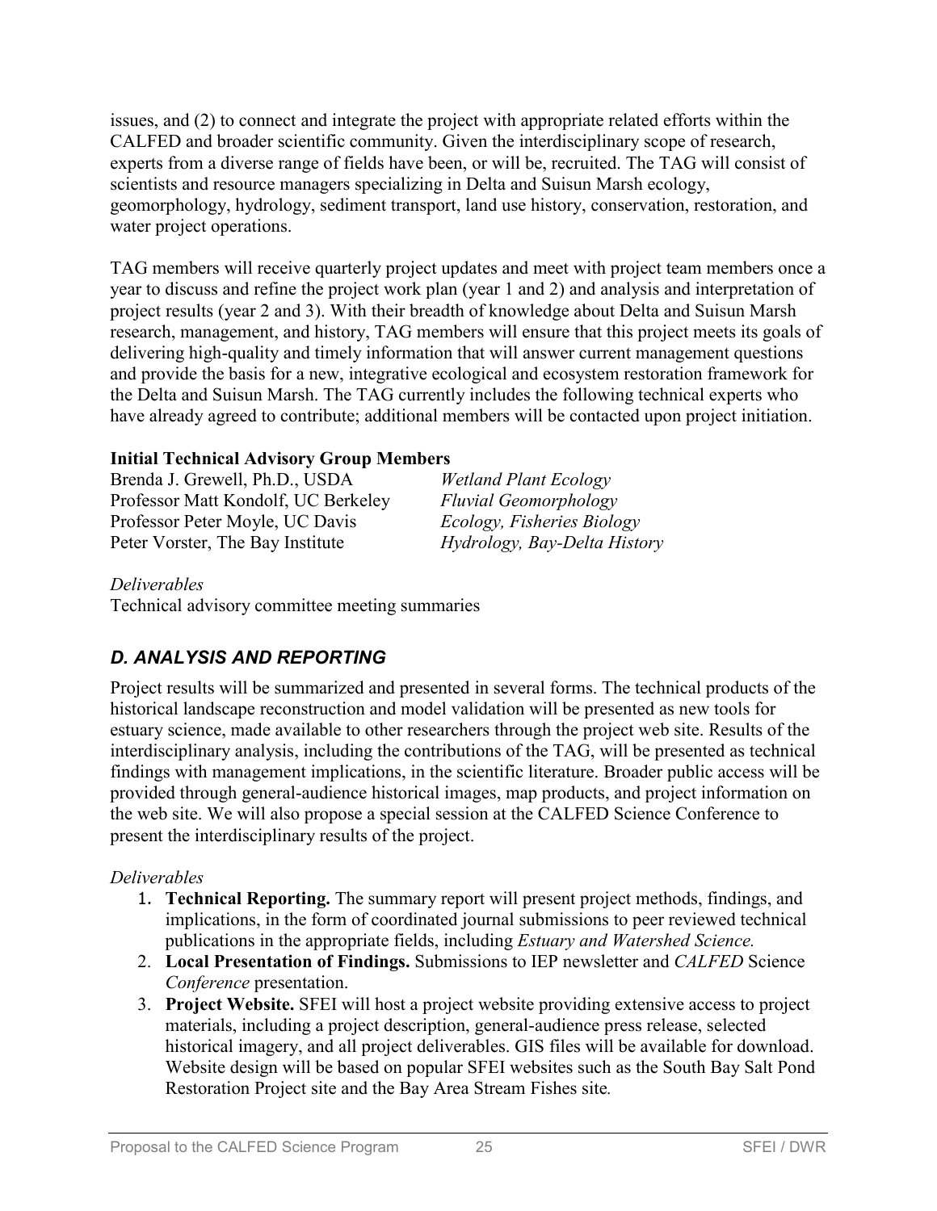issues, and (2) to connect and integrate the project with appropriate related efforts within the CALFED and broader scientific community. Given the interdisciplinary scope of research, experts from a diverse range of fields have been, or will be, recruited. The TAG will consist of scientists and resource managers specializing in Delta and Suisun Marsh ecology, geomorphology, hydrology, sediment transport, land use history, conservation, restoration, and water project operations.

TAG members will receive quarterly project updates and meet with project team members once a year to discuss and refine the project work plan (year 1 and 2) and analysis and interpretation of project results (year 2 and 3). With their breadth of knowledge about Delta and Suisun Marsh research, management, and history, TAG members will ensure that this project meets its goals of delivering high-quality and timely information that will answer current management questions and provide the basis for a new, integrative ecological and ecosystem restoration framework for the Delta and Suisun Marsh. The TAG currently includes the following technical experts who have already agreed to contribute; additional members will be contacted upon project initiation.

**Initial Technical Advisory Group Members**

| | |
|---|---|
| Brenda J. Grewell, Ph.D., USDA | *Wetland Plant Ecology* |
| Professor Matt Kondolf, UC Berkeley | *Fluvial Geomorphology* |
| Professor Peter Moyle, UC Davis | *Ecology, Fisheries Biology* |
| Peter Vorster, The Bay Institute | *Hydrology, Bay-Delta History* |

*Deliverables*

Technical advisory committee meeting summaries

## *D. ANALYSIS AND REPORTING*

Project results will be summarized and presented in several forms. The technical products of the historical landscape reconstruction and model validation will be presented as new tools for estuary science, made available to other researchers through the project web site. Results of the interdisciplinary analysis, including the contributions of the TAG, will be presented as technical findings with management implications, in the scientific literature. Broader public access will be provided through general-audience historical images, map products, and project information on the web site. We will also propose a special session at the CALFED Science Conference to present the interdisciplinary results of the project.

*Deliverables*

1. **Technical Reporting.** The summary report will present project methods, findings, and implications, in the form of coordinated journal submissions to peer reviewed technical publications in the appropriate fields, including *Estuary and Watershed Science.*
2. **Local Presentation of Findings.** Submissions to IEP newsletter and *CALFED* Science *Conference* presentation.
3. **Project Website.** SFEI will host a project website providing extensive access to project materials, including a project description, general-audience press release, selected historical imagery, and all project deliverables. GIS files will be available for download. Website design will be based on popular SFEI websites such as the South Bay Salt Pond Restoration Project site and the Bay Area Stream Fishes site*.*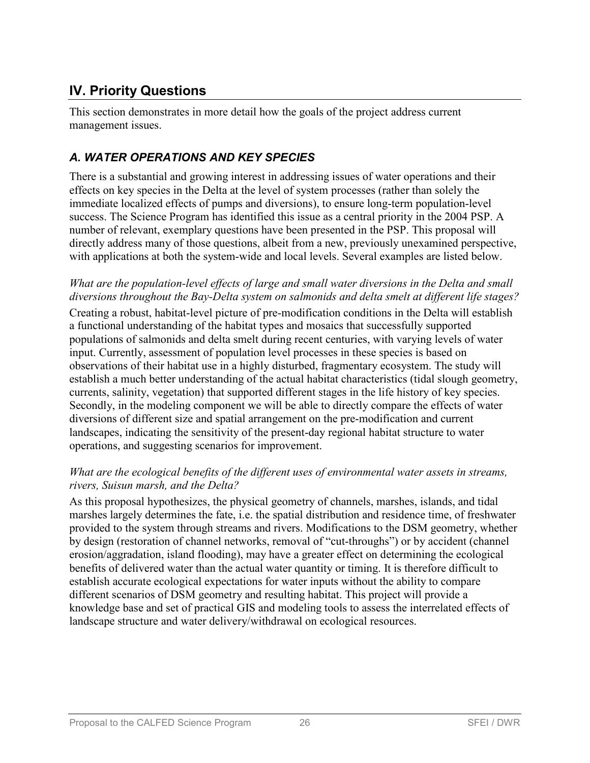## IV. Priority Questions

This section demonstrates in more detail how the goals of the project address current management issues.

### *A. WATER OPERATIONS AND KEY SPECIES*

There is a substantial and growing interest in addressing issues of water operations and their effects on key species in the Delta at the level of system processes (rather than solely the immediate localized effects of pumps and diversions), to ensure long-term population-level success. The Science Program has identified this issue as a central priority in the 2004 PSP. A number of relevant, exemplary questions have been presented in the PSP. This proposal will directly address many of those questions, albeit from a new, previously unexamined perspective, with applications at both the system-wide and local levels. Several examples are listed below.

*What are the population-level effects of large and small water diversions in the Delta and small diversions throughout the Bay-Delta system on salmonids and delta smelt at different life stages?*

Creating a robust, habitat-level picture of pre-modification conditions in the Delta will establish a functional understanding of the habitat types and mosaics that successfully supported populations of salmonids and delta smelt during recent centuries, with varying levels of water input. Currently, assessment of population level processes in these species is based on observations of their habitat use in a highly disturbed, fragmentary ecosystem. The study will establish a much better understanding of the actual habitat characteristics (tidal slough geometry, currents, salinity, vegetation) that supported different stages in the life history of key species. Secondly, in the modeling component we will be able to directly compare the effects of water diversions of different size and spatial arrangement on the pre-modification and current landscapes, indicating the sensitivity of the present-day regional habitat structure to water operations, and suggesting scenarios for improvement.

*What are the ecological benefits of the different uses of environmental water assets in streams, rivers, Suisun marsh, and the Delta?*

As this proposal hypothesizes, the physical geometry of channels, marshes, islands, and tidal marshes largely determines the fate, i.e. the spatial distribution and residence time, of freshwater provided to the system through streams and rivers. Modifications to the DSM geometry, whether by design (restoration of channel networks, removal of "cut-throughs") or by accident (channel erosion/aggradation, island flooding), may have a greater effect on determining the ecological benefits of delivered water than the actual water quantity or timing. It is therefore difficult to establish accurate ecological expectations for water inputs without the ability to compare different scenarios of DSM geometry and resulting habitat. This project will provide a knowledge base and set of practical GIS and modeling tools to assess the interrelated effects of landscape structure and water delivery/withdrawal on ecological resources.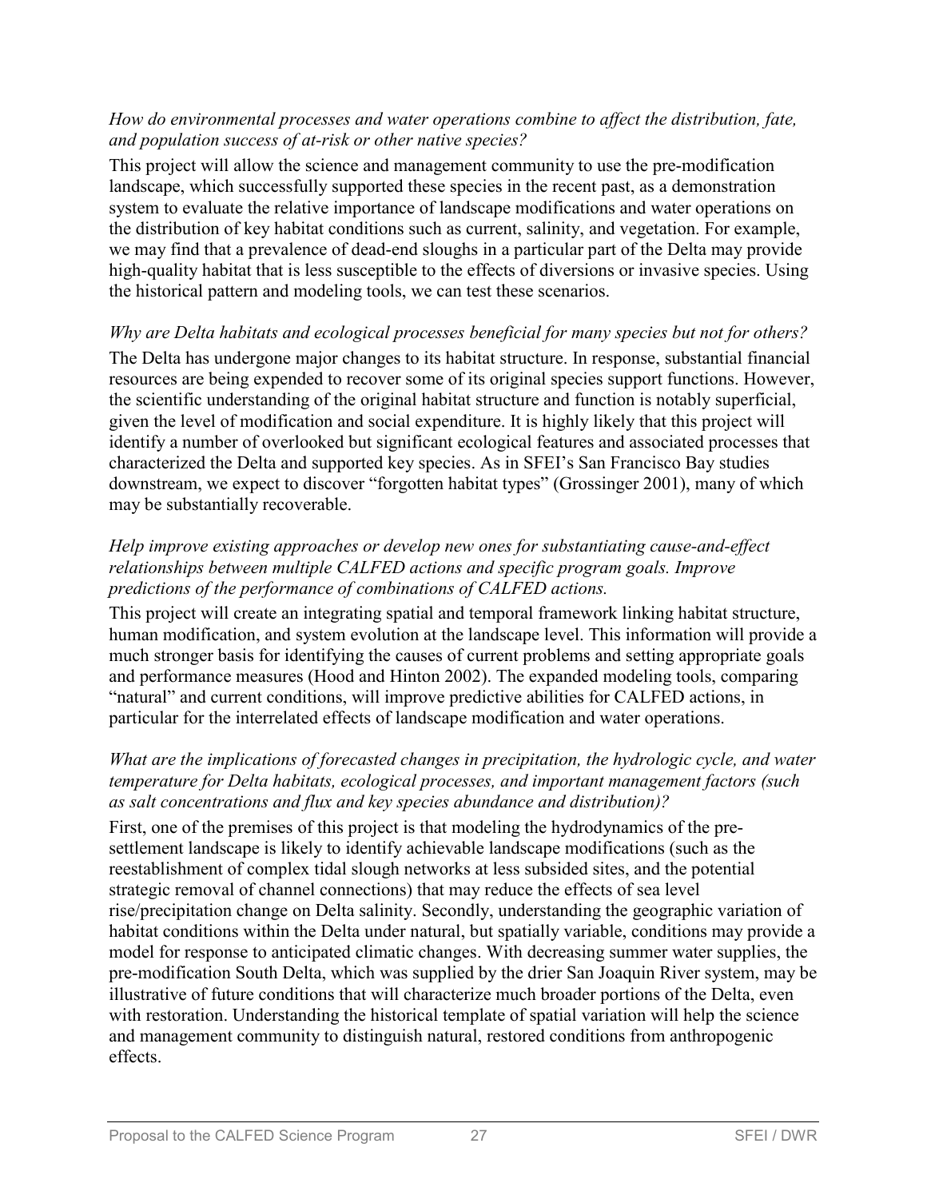*How do environmental processes and water operations combine to affect the distribution, fate, and population success of at-risk or other native species?*

This project will allow the science and management community to use the pre-modification landscape, which successfully supported these species in the recent past, as a demonstration system to evaluate the relative importance of landscape modifications and water operations on the distribution of key habitat conditions such as current, salinity, and vegetation. For example, we may find that a prevalence of dead-end sloughs in a particular part of the Delta may provide high-quality habitat that is less susceptible to the effects of diversions or invasive species. Using the historical pattern and modeling tools, we can test these scenarios.

*Why are Delta habitats and ecological processes beneficial for many species but not for others?*

The Delta has undergone major changes to its habitat structure. In response, substantial financial resources are being expended to recover some of its original species support functions. However, the scientific understanding of the original habitat structure and function is notably superficial, given the level of modification and social expenditure. It is highly likely that this project will identify a number of overlooked but significant ecological features and associated processes that characterized the Delta and supported key species. As in SFEI's San Francisco Bay studies downstream, we expect to discover "forgotten habitat types" (Grossinger 2001), many of which may be substantially recoverable.

*Help improve existing approaches or develop new ones for substantiating cause-and-effect relationships between multiple CALFED actions and specific program goals. Improve predictions of the performance of combinations of CALFED actions.*

This project will create an integrating spatial and temporal framework linking habitat structure, human modification, and system evolution at the landscape level. This information will provide a much stronger basis for identifying the causes of current problems and setting appropriate goals and performance measures (Hood and Hinton 2002). The expanded modeling tools, comparing "natural" and current conditions, will improve predictive abilities for CALFED actions, in particular for the interrelated effects of landscape modification and water operations.

*What are the implications of forecasted changes in precipitation, the hydrologic cycle, and water temperature for Delta habitats, ecological processes, and important management factors (such as salt concentrations and flux and key species abundance and distribution)?*

First, one of the premises of this project is that modeling the hydrodynamics of the pre-settlement landscape is likely to identify achievable landscape modifications (such as the reestablishment of complex tidal slough networks at less subsided sites, and the potential strategic removal of channel connections) that may reduce the effects of sea level rise/precipitation change on Delta salinity. Secondly, understanding the geographic variation of habitat conditions within the Delta under natural, but spatially variable, conditions may provide a model for response to anticipated climatic changes. With decreasing summer water supplies, the pre-modification South Delta, which was supplied by the drier San Joaquin River system, may be illustrative of future conditions that will characterize much broader portions of the Delta, even with restoration. Understanding the historical template of spatial variation will help the science and management community to distinguish natural, restored conditions from anthropogenic effects.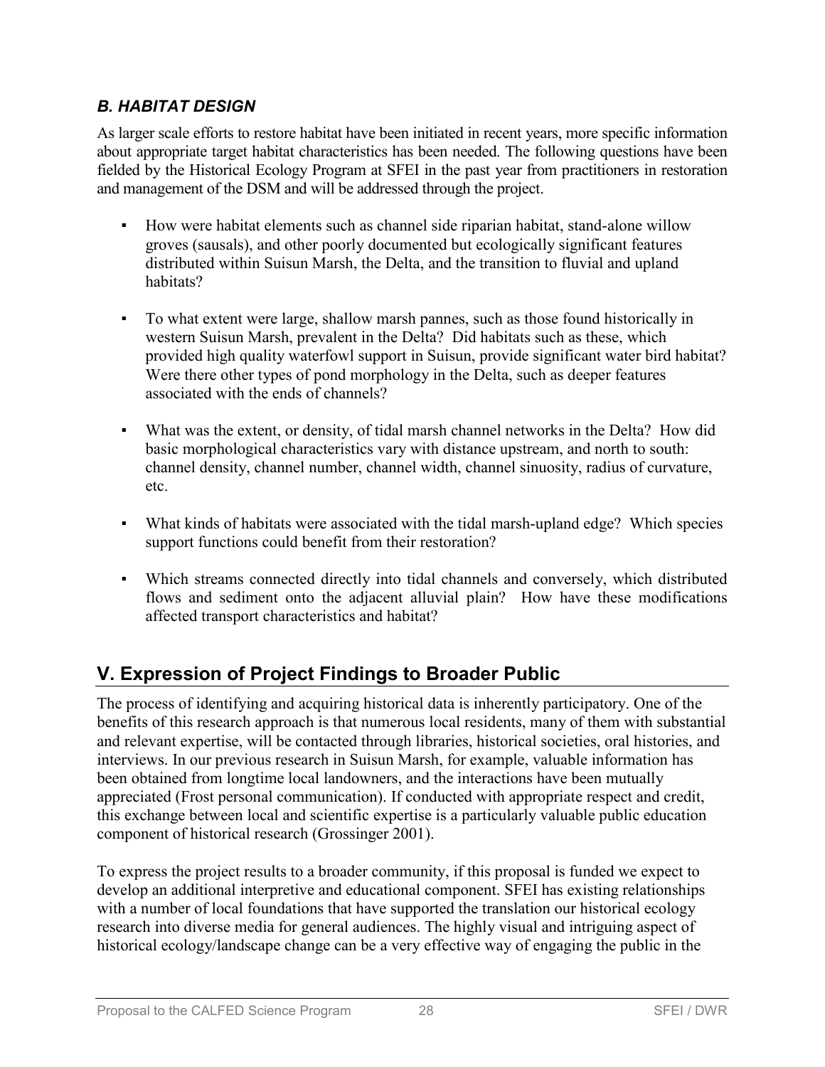### *B. HABITAT DESIGN*

As larger scale efforts to restore habitat have been initiated in recent years, more specific information about appropriate target habitat characteristics has been needed. The following questions have been fielded by the Historical Ecology Program at SFEI in the past year from practitioners in restoration and management of the DSM and will be addressed through the project.

- How were habitat elements such as channel side riparian habitat, stand-alone willow groves (sausals), and other poorly documented but ecologically significant features distributed within Suisun Marsh, the Delta, and the transition to fluvial and upland habitats?
- To what extent were large, shallow marsh pannes, such as those found historically in western Suisun Marsh, prevalent in the Delta? Did habitats such as these, which provided high quality waterfowl support in Suisun, provide significant water bird habitat? Were there other types of pond morphology in the Delta, such as deeper features associated with the ends of channels?
- What was the extent, or density, of tidal marsh channel networks in the Delta? How did basic morphological characteristics vary with distance upstream, and north to south: channel density, channel number, channel width, channel sinuosity, radius of curvature, etc.
- What kinds of habitats were associated with the tidal marsh-upland edge? Which species support functions could benefit from their restoration?
- Which streams connected directly into tidal channels and conversely, which distributed flows and sediment onto the adjacent alluvial plain? How have these modifications affected transport characteristics and habitat?

## V. Expression of Project Findings to Broader Public

The process of identifying and acquiring historical data is inherently participatory. One of the benefits of this research approach is that numerous local residents, many of them with substantial and relevant expertise, will be contacted through libraries, historical societies, oral histories, and interviews. In our previous research in Suisun Marsh, for example, valuable information has been obtained from longtime local landowners, and the interactions have been mutually appreciated (Frost personal communication). If conducted with appropriate respect and credit, this exchange between local and scientific expertise is a particularly valuable public education component of historical research (Grossinger 2001).

To express the project results to a broader community, if this proposal is funded we expect to develop an additional interpretive and educational component. SFEI has existing relationships with a number of local foundations that have supported the translation our historical ecology research into diverse media for general audiences. The highly visual and intriguing aspect of historical ecology/landscape change can be a very effective way of engaging the public in the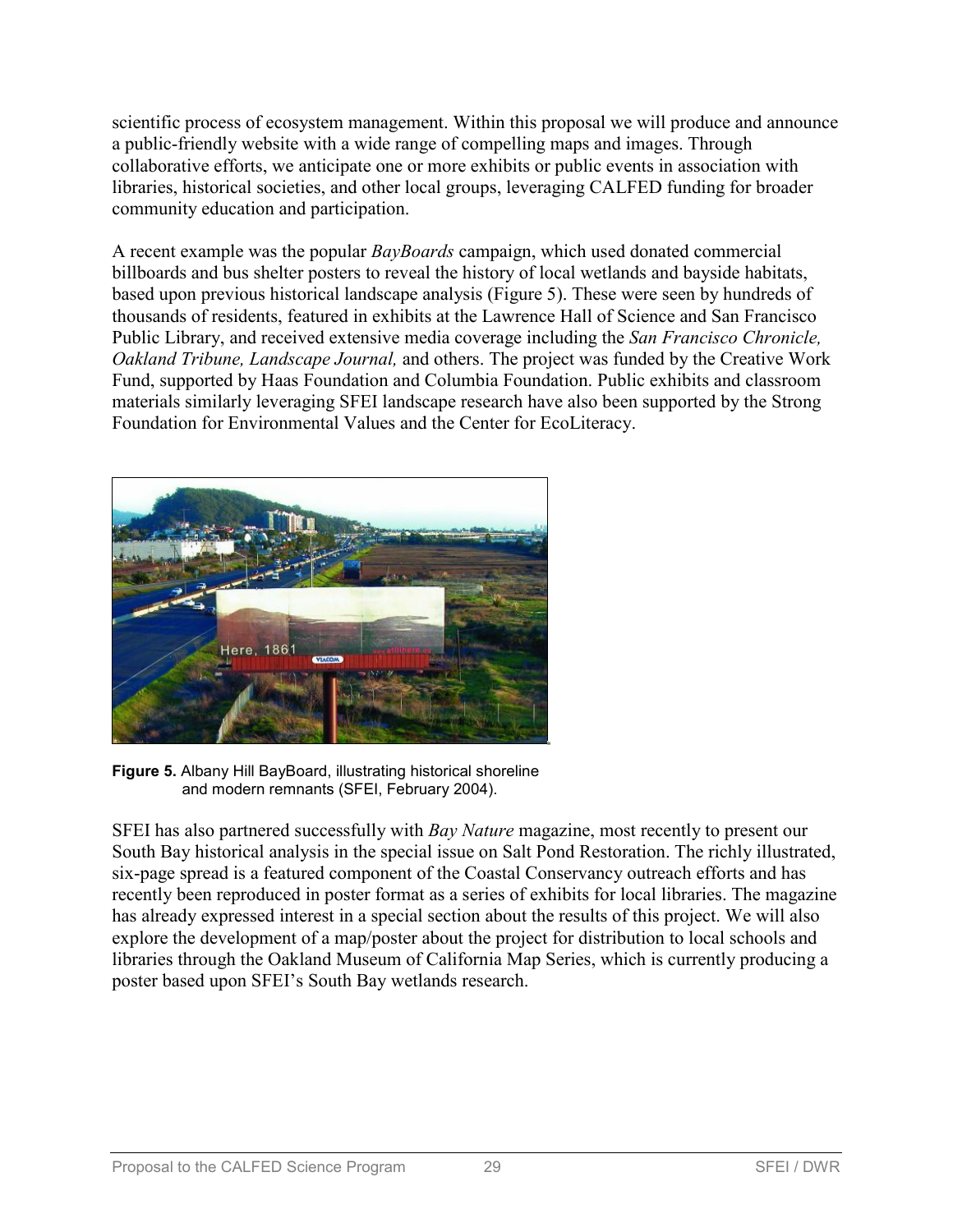scientific process of ecosystem management. Within this proposal we will produce and announce a public-friendly website with a wide range of compelling maps and images. Through collaborative efforts, we anticipate one or more exhibits or public events in association with libraries, historical societies, and other local groups, leveraging CALFED funding for broader community education and participation.

A recent example was the popular *BayBoards* campaign, which used donated commercial billboards and bus shelter posters to reveal the history of local wetlands and bayside habitats, based upon previous historical landscape analysis (Figure 5). These were seen by hundreds of thousands of residents, featured in exhibits at the Lawrence Hall of Science and San Francisco Public Library, and received extensive media coverage including the *San Francisco Chronicle, Oakland Tribune, Landscape Journal,* and others. The project was funded by the Creative Work Fund, supported by Haas Foundation and Columbia Foundation. Public exhibits and classroom materials similarly leveraging SFEI landscape research have also been supported by the Strong Foundation for Environmental Values and the Center for EcoLiteracy.

**Figure 5.** Albany Hill BayBoard, illustrating historical shoreline and modern remnants (SFEI, February 2004).

SFEI has also partnered successfully with *Bay Nature* magazine, most recently to present our South Bay historical analysis in the special issue on Salt Pond Restoration. The richly illustrated, six-page spread is a featured component of the Coastal Conservancy outreach efforts and has recently been reproduced in poster format as a series of exhibits for local libraries. The magazine has already expressed interest in a special section about the results of this project. We will also explore the development of a map/poster about the project for distribution to local schools and libraries through the Oakland Museum of California Map Series, which is currently producing a poster based upon SFEI's South Bay wetlands research.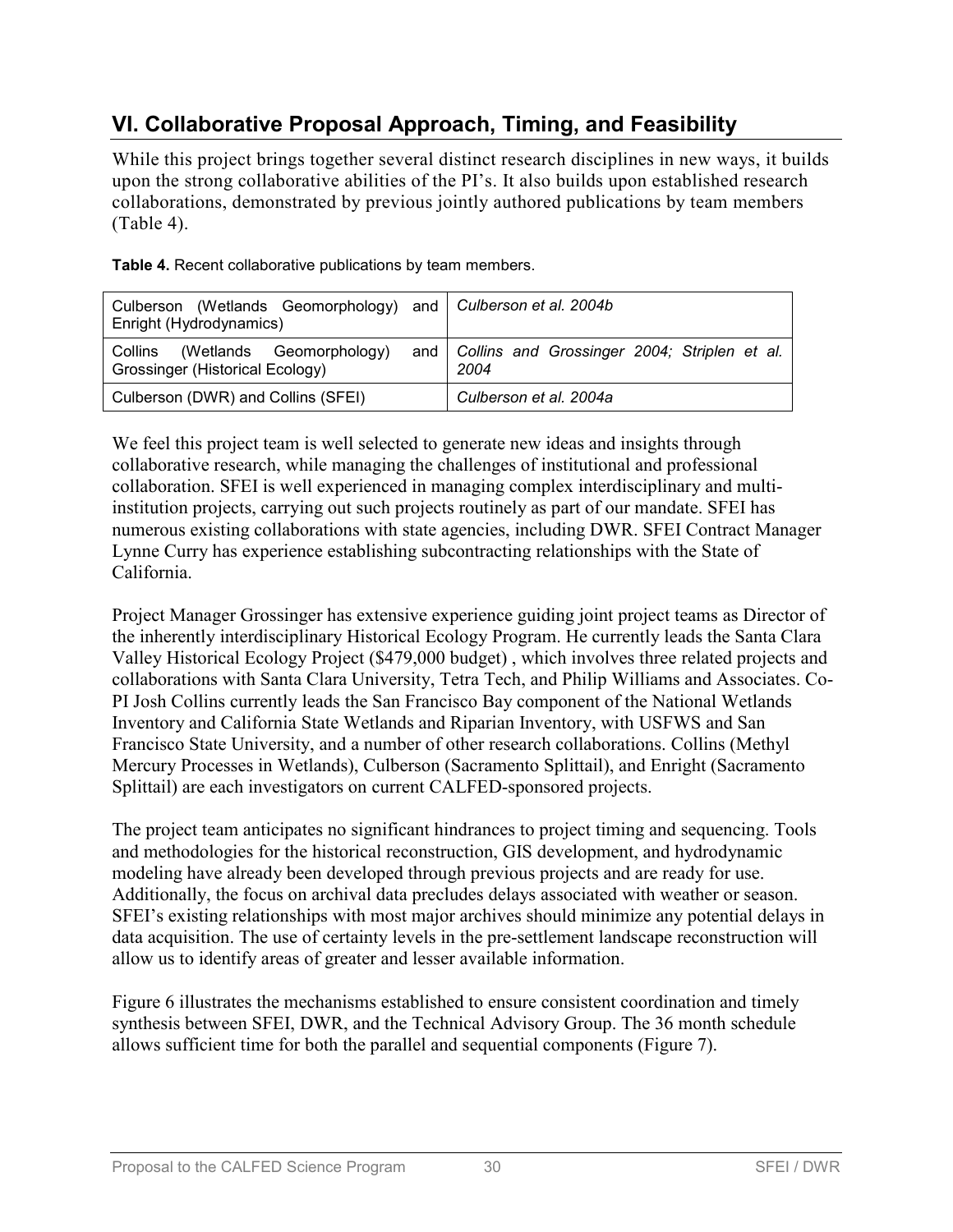## VI. Collaborative Proposal Approach, Timing, and Feasibility

While this project brings together several distinct research disciplines in new ways, it builds upon the strong collaborative abilities of the PI's. It also builds upon established research collaborations, demonstrated by previous jointly authored publications by team members (Table 4).

**Table 4.** Recent collaborative publications by team members.

| | |
|---|---|
| Culberson (Wetlands Geomorphology) and Enright (Hydrodynamics) | *Culberson et al. 2004b* |
| Collins (Wetlands Geomorphology) and Grossinger (Historical Ecology) | *Collins and Grossinger 2004; Striplen et al. 2004* |
| Culberson (DWR) and Collins (SFEI) | *Culberson et al. 2004a* |

We feel this project team is well selected to generate new ideas and insights through collaborative research, while managing the challenges of institutional and professional collaboration. SFEI is well experienced in managing complex interdisciplinary and multi-institution projects, carrying out such projects routinely as part of our mandate. SFEI has numerous existing collaborations with state agencies, including DWR. SFEI Contract Manager Lynne Curry has experience establishing subcontracting relationships with the State of California.

Project Manager Grossinger has extensive experience guiding joint project teams as Director of the inherently interdisciplinary Historical Ecology Program. He currently leads the Santa Clara Valley Historical Ecology Project ($479,000 budget) , which involves three related projects and collaborations with Santa Clara University, Tetra Tech, and Philip Williams and Associates. Co-PI Josh Collins currently leads the San Francisco Bay component of the National Wetlands Inventory and California State Wetlands and Riparian Inventory, with USFWS and San Francisco State University, and a number of other research collaborations. Collins (Methyl Mercury Processes in Wetlands), Culberson (Sacramento Splittail), and Enright (Sacramento Splittail) are each investigators on current CALFED-sponsored projects.

The project team anticipates no significant hindrances to project timing and sequencing. Tools and methodologies for the historical reconstruction, GIS development, and hydrodynamic modeling have already been developed through previous projects and are ready for use. Additionally, the focus on archival data precludes delays associated with weather or season. SFEI's existing relationships with most major archives should minimize any potential delays in data acquisition. The use of certainty levels in the pre-settlement landscape reconstruction will allow us to identify areas of greater and lesser available information.

Figure 6 illustrates the mechanisms established to ensure consistent coordination and timely synthesis between SFEI, DWR, and the Technical Advisory Group. The 36 month schedule allows sufficient time for both the parallel and sequential components (Figure 7).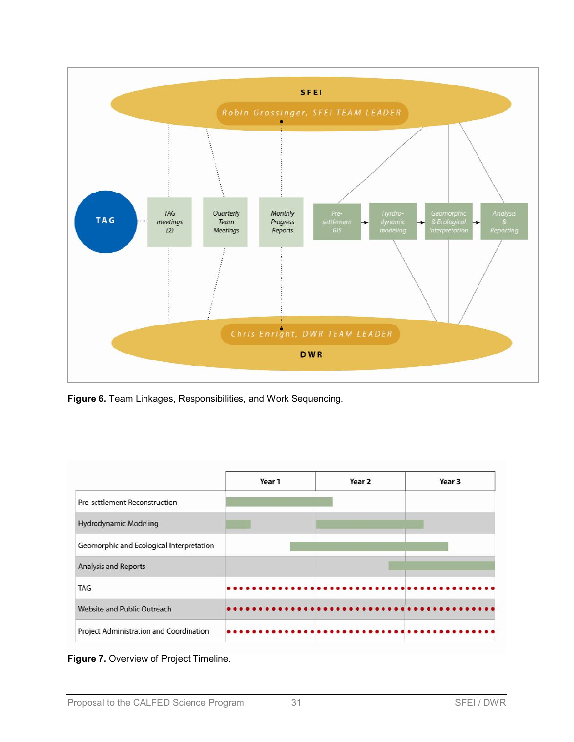Figure 6. Team Linkages, Responsibilities, and Work Sequencing.

| | Year 1 | Year 2 | Year 3 |
|---|---|---|---|
| Pre-settlement Reconstruction | | | |
| Hydrodynamic Modeling | | | |
| Geomorphic and Ecological Interpretation | | | |
| Analysis and Reports | | | |
| TAG | | | |
| Website and Public Outreach | | | |
| Project Administration and Coordination | | | |

**Figure 7.** Overview of Project Timeline.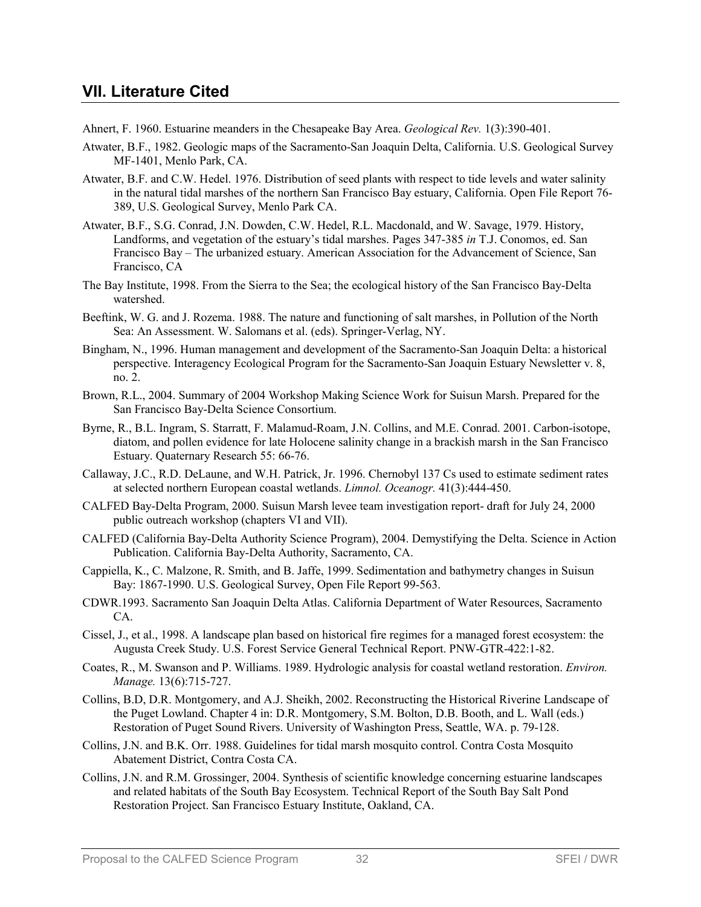## VII. Literature Cited

Ahnert, F. 1960. Estuarine meanders in the Chesapeake Bay Area. *Geological Rev.* 1(3):390-401.

Atwater, B.F., 1982. Geologic maps of the Sacramento-San Joaquin Delta, California. U.S. Geological Survey MF-1401, Menlo Park, CA.

Atwater, B.F. and C.W. Hedel. 1976. Distribution of seed plants with respect to tide levels and water salinity in the natural tidal marshes of the northern San Francisco Bay estuary, California. Open File Report 76-389, U.S. Geological Survey, Menlo Park CA.

Atwater, B.F., S.G. Conrad, J.N. Dowden, C.W. Hedel, R.L. Macdonald, and W. Savage, 1979. History, Landforms, and vegetation of the estuary's tidal marshes. Pages 347-385 *in* T.J. Conomos, ed. San Francisco Bay – The urbanized estuary. American Association for the Advancement of Science, San Francisco, CA

The Bay Institute, 1998. From the Sierra to the Sea; the ecological history of the San Francisco Bay-Delta watershed.

Beeftink, W. G. and J. Rozema. 1988. The nature and functioning of salt marshes, in Pollution of the North Sea: An Assessment. W. Salomans et al. (eds). Springer-Verlag, NY.

Bingham, N., 1996. Human management and development of the Sacramento-San Joaquin Delta: a historical perspective. Interagency Ecological Program for the Sacramento-San Joaquin Estuary Newsletter v. 8, no. 2.

Brown, R.L., 2004. Summary of 2004 Workshop Making Science Work for Suisun Marsh. Prepared for the San Francisco Bay-Delta Science Consortium.

Byrne, R., B.L. Ingram, S. Starratt, F. Malamud-Roam, J.N. Collins, and M.E. Conrad. 2001. Carbon-isotope, diatom, and pollen evidence for late Holocene salinity change in a brackish marsh in the San Francisco Estuary. Quaternary Research 55: 66-76.

Callaway, J.C., R.D. DeLaune, and W.H. Patrick, Jr. 1996. Chernobyl 137 Cs used to estimate sediment rates at selected northern European coastal wetlands. *Limnol. Oceanogr.* 41(3):444-450.

CALFED Bay-Delta Program, 2000. Suisun Marsh levee team investigation report- draft for July 24, 2000 public outreach workshop (chapters VI and VII).

CALFED (California Bay-Delta Authority Science Program), 2004. Demystifying the Delta. Science in Action Publication. California Bay-Delta Authority, Sacramento, CA.

Cappiella, K., C. Malzone, R. Smith, and B. Jaffe, 1999. Sedimentation and bathymetry changes in Suisun Bay: 1867-1990. U.S. Geological Survey, Open File Report 99-563.

CDWR.1993. Sacramento San Joaquin Delta Atlas. California Department of Water Resources, Sacramento CA.

Cissel, J., et al., 1998. A landscape plan based on historical fire regimes for a managed forest ecosystem: the Augusta Creek Study. U.S. Forest Service General Technical Report. PNW-GTR-422:1-82.

Coates, R., M. Swanson and P. Williams. 1989. Hydrologic analysis for coastal wetland restoration. *Environ. Manage.* 13(6):715-727.

Collins, B.D, D.R. Montgomery, and A.J. Sheikh, 2002. Reconstructing the Historical Riverine Landscape of the Puget Lowland. Chapter 4 in: D.R. Montgomery, S.M. Bolton, D.B. Booth, and L. Wall (eds.) Restoration of Puget Sound Rivers. University of Washington Press, Seattle, WA. p. 79-128.

Collins, J.N. and B.K. Orr. 1988. Guidelines for tidal marsh mosquito control. Contra Costa Mosquito Abatement District, Contra Costa CA.

Collins, J.N. and R.M. Grossinger, 2004. Synthesis of scientific knowledge concerning estuarine landscapes and related habitats of the South Bay Ecosystem. Technical Report of the South Bay Salt Pond Restoration Project. San Francisco Estuary Institute, Oakland, CA.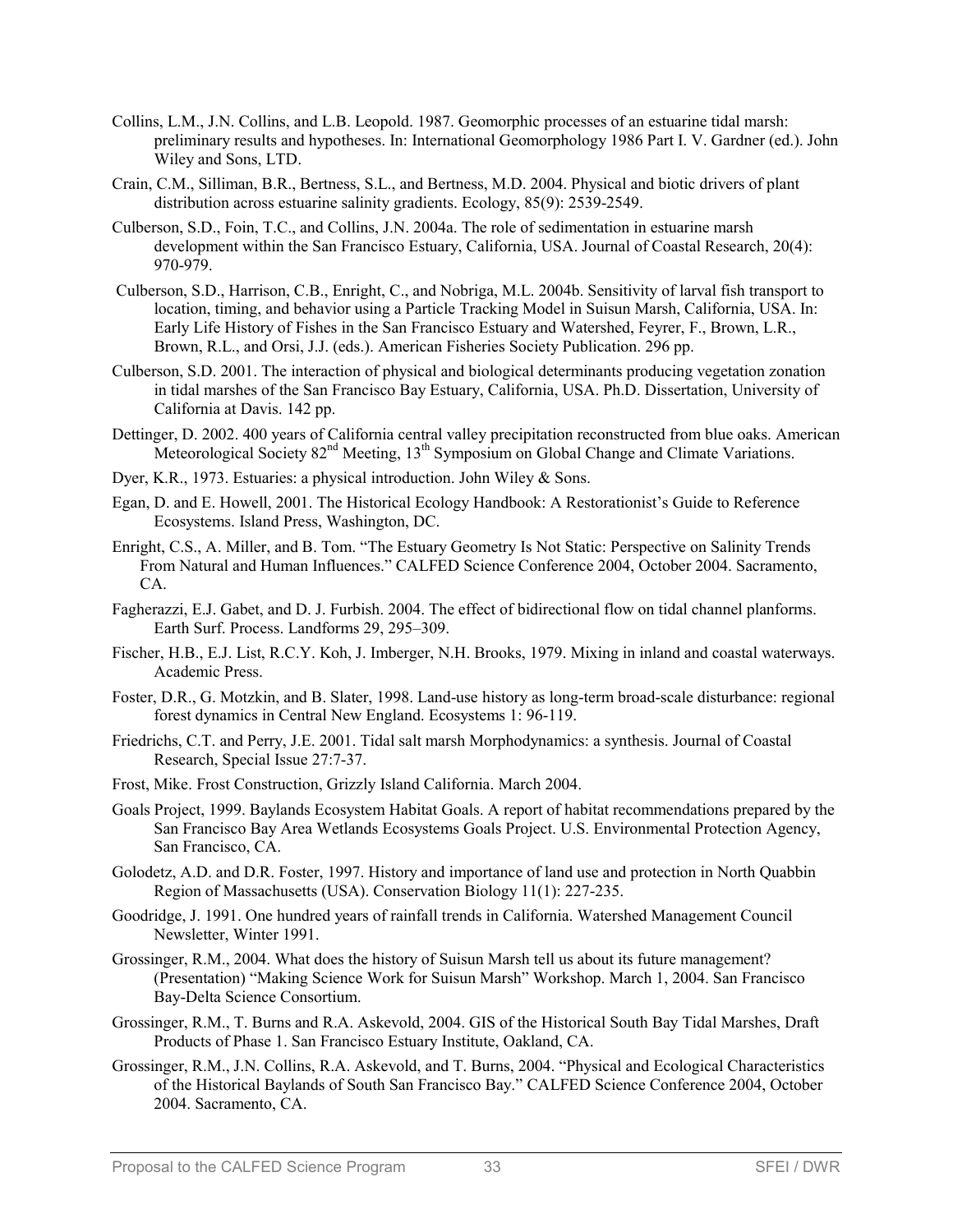Collins, L.M., J.N. Collins, and L.B. Leopold. 1987. Geomorphic processes of an estuarine tidal marsh: preliminary results and hypotheses. In: International Geomorphology 1986 Part I. V. Gardner (ed.). John Wiley and Sons, LTD.

Crain, C.M., Silliman, B.R., Bertness, S.L., and Bertness, M.D. 2004. Physical and biotic drivers of plant distribution across estuarine salinity gradients. Ecology, 85(9): 2539-2549.

Culberson, S.D., Foin, T.C., and Collins, J.N. 2004a. The role of sedimentation in estuarine marsh development within the San Francisco Estuary, California, USA. Journal of Coastal Research, 20(4): 970-979.

Culberson, S.D., Harrison, C.B., Enright, C., and Nobriga, M.L. 2004b. Sensitivity of larval fish transport to location, timing, and behavior using a Particle Tracking Model in Suisun Marsh, California, USA. In: Early Life History of Fishes in the San Francisco Estuary and Watershed, Feyrer, F., Brown, L.R., Brown, R.L., and Orsi, J.J. (eds.). American Fisheries Society Publication. 296 pp.

Culberson, S.D. 2001. The interaction of physical and biological determinants producing vegetation zonation in tidal marshes of the San Francisco Bay Estuary, California, USA. Ph.D. Dissertation, University of California at Davis. 142 pp.

Dettinger, D. 2002. 400 years of California central valley precipitation reconstructed from blue oaks. American Meteorological Society 82nd Meeting, 13th Symposium on Global Change and Climate Variations.

Dyer, K.R., 1973. Estuaries: a physical introduction. John Wiley & Sons.

Egan, D. and E. Howell, 2001. The Historical Ecology Handbook: A Restorationist's Guide to Reference Ecosystems. Island Press, Washington, DC.

Enright, C.S., A. Miller, and B. Tom. "The Estuary Geometry Is Not Static: Perspective on Salinity Trends From Natural and Human Influences." CALFED Science Conference 2004, October 2004. Sacramento, CA.

Fagherazzi, E.J. Gabet, and D. J. Furbish. 2004. The effect of bidirectional flow on tidal channel planforms. Earth Surf. Process. Landforms 29, 295–309.

Fischer, H.B., E.J. List, R.C.Y. Koh, J. Imberger, N.H. Brooks, 1979. Mixing in inland and coastal waterways. Academic Press.

Foster, D.R., G. Motzkin, and B. Slater, 1998. Land-use history as long-term broad-scale disturbance: regional forest dynamics in Central New England. Ecosystems 1: 96-119.

Friedrichs, C.T. and Perry, J.E. 2001. Tidal salt marsh Morphodynamics: a synthesis. Journal of Coastal Research, Special Issue 27:7-37.

Frost, Mike. Frost Construction, Grizzly Island California. March 2004.

Goals Project, 1999. Baylands Ecosystem Habitat Goals. A report of habitat recommendations prepared by the San Francisco Bay Area Wetlands Ecosystems Goals Project. U.S. Environmental Protection Agency, San Francisco, CA.

Golodetz, A.D. and D.R. Foster, 1997. History and importance of land use and protection in North Quabbin Region of Massachusetts (USA). Conservation Biology 11(1): 227-235.

Goodridge, J. 1991. One hundred years of rainfall trends in California. Watershed Management Council Newsletter, Winter 1991.

Grossinger, R.M., 2004. What does the history of Suisun Marsh tell us about its future management? (Presentation) "Making Science Work for Suisun Marsh" Workshop. March 1, 2004. San Francisco Bay-Delta Science Consortium.

Grossinger, R.M., T. Burns and R.A. Askevold, 2004. GIS of the Historical South Bay Tidal Marshes, Draft Products of Phase 1. San Francisco Estuary Institute, Oakland, CA.

Grossinger, R.M., J.N. Collins, R.A. Askevold, and T. Burns, 2004. "Physical and Ecological Characteristics of the Historical Baylands of South San Francisco Bay." CALFED Science Conference 2004, October 2004. Sacramento, CA.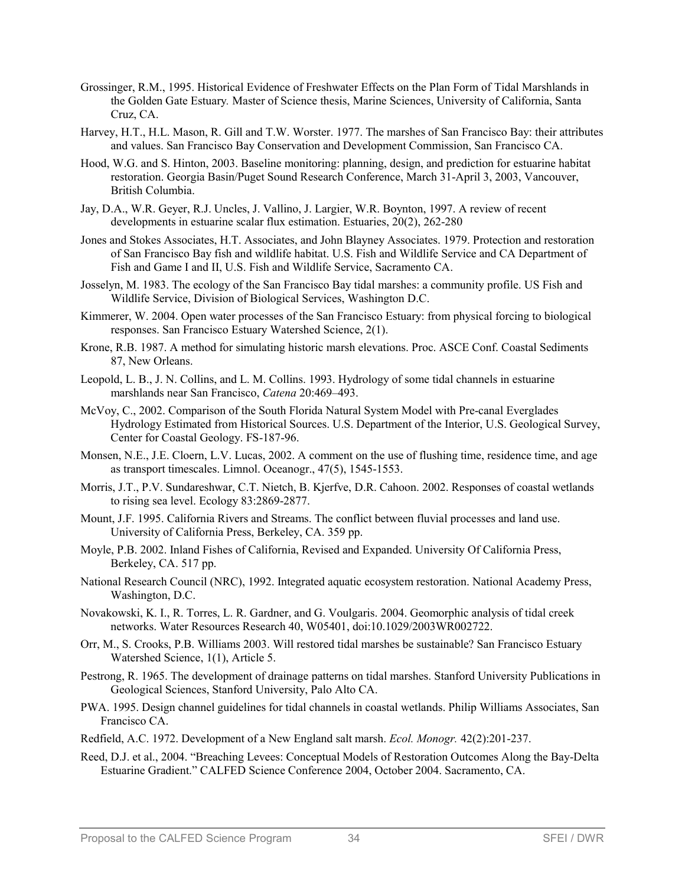Grossinger, R.M., 1995. Historical Evidence of Freshwater Effects on the Plan Form of Tidal Marshlands in the Golden Gate Estuary. Master of Science thesis, Marine Sciences, University of California, Santa Cruz, CA.

Harvey, H.T., H.L. Mason, R. Gill and T.W. Worster. 1977. The marshes of San Francisco Bay: their attributes and values. San Francisco Bay Conservation and Development Commission, San Francisco CA.

Hood, W.G. and S. Hinton, 2003. Baseline monitoring: planning, design, and prediction for estuarine habitat restoration. Georgia Basin/Puget Sound Research Conference, March 31-April 3, 2003, Vancouver, British Columbia.

Jay, D.A., W.R. Geyer, R.J. Uncles, J. Vallino, J. Largier, W.R. Boynton, 1997. A review of recent developments in estuarine scalar flux estimation. Estuaries, 20(2), 262-280

Jones and Stokes Associates, H.T. Associates, and John Blayney Associates. 1979. Protection and restoration of San Francisco Bay fish and wildlife habitat. U.S. Fish and Wildlife Service and CA Department of Fish and Game I and II, U.S. Fish and Wildlife Service, Sacramento CA.

Josselyn, M. 1983. The ecology of the San Francisco Bay tidal marshes: a community profile. US Fish and Wildlife Service, Division of Biological Services, Washington D.C.

Kimmerer, W. 2004. Open water processes of the San Francisco Estuary: from physical forcing to biological responses. San Francisco Estuary Watershed Science, 2(1).

Krone, R.B. 1987. A method for simulating historic marsh elevations. Proc. ASCE Conf. Coastal Sediments 87, New Orleans.

Leopold, L. B., J. N. Collins, and L. M. Collins. 1993. Hydrology of some tidal channels in estuarine marshlands near San Francisco, *Catena* 20:469–493.

McVoy, C., 2002. Comparison of the South Florida Natural System Model with Pre-canal Everglades Hydrology Estimated from Historical Sources. U.S. Department of the Interior, U.S. Geological Survey, Center for Coastal Geology. FS-187-96.

Monsen, N.E., J.E. Cloern, L.V. Lucas, 2002. A comment on the use of flushing time, residence time, and age as transport timescales. Limnol. Oceanogr., 47(5), 1545-1553.

Morris, J.T., P.V. Sundareshwar, C.T. Nietch, B. Kjerfve, D.R. Cahoon. 2002. Responses of coastal wetlands to rising sea level. Ecology 83:2869-2877.

Mount, J.F. 1995. California Rivers and Streams. The conflict between fluvial processes and land use. University of California Press, Berkeley, CA. 359 pp.

Moyle, P.B. 2002. Inland Fishes of California, Revised and Expanded. University Of California Press, Berkeley, CA. 517 pp.

National Research Council (NRC), 1992. Integrated aquatic ecosystem restoration. National Academy Press, Washington, D.C.

Novakowski, K. I., R. Torres, L. R. Gardner, and G. Voulgaris. 2004. Geomorphic analysis of tidal creek networks. Water Resources Research 40, W05401, doi:10.1029/2003WR002722.

Orr, M., S. Crooks, P.B. Williams 2003. Will restored tidal marshes be sustainable? San Francisco Estuary Watershed Science, 1(1), Article 5.

Pestrong, R. 1965. The development of drainage patterns on tidal marshes. Stanford University Publications in Geological Sciences, Stanford University, Palo Alto CA.

PWA. 1995. Design channel guidelines for tidal channels in coastal wetlands. Philip Williams Associates, San Francisco CA.

Redfield, A.C. 1972. Development of a New England salt marsh. *Ecol. Monogr.* 42(2):201-237.

Reed, D.J. et al., 2004. "Breaching Levees: Conceptual Models of Restoration Outcomes Along the Bay-Delta Estuarine Gradient." CALFED Science Conference 2004, October 2004. Sacramento, CA.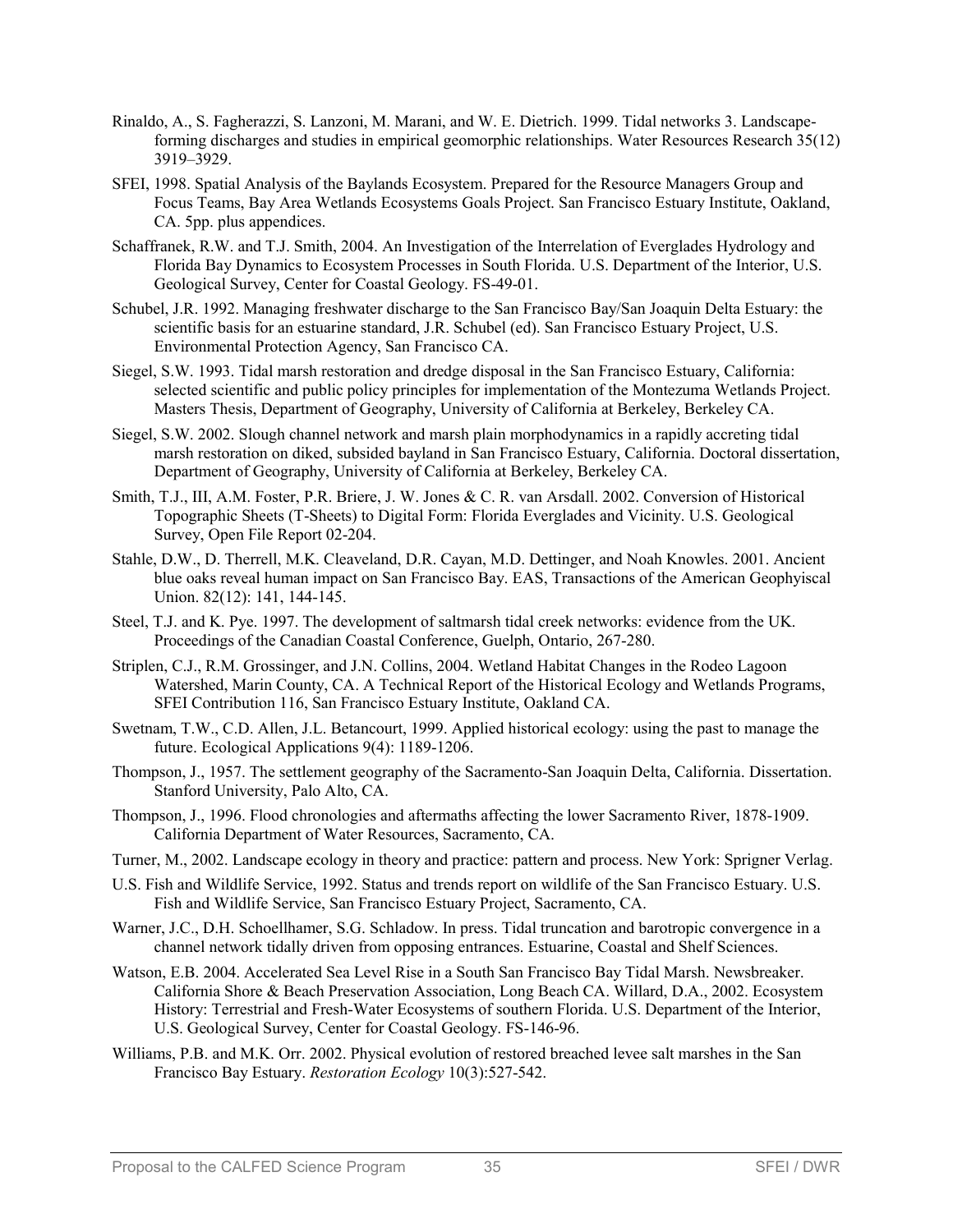Rinaldo, A., S. Fagherazzi, S. Lanzoni, M. Marani, and W. E. Dietrich. 1999. Tidal networks 3. Landscape-forming discharges and studies in empirical geomorphic relationships. Water Resources Research 35(12) 3919–3929.

SFEI, 1998. Spatial Analysis of the Baylands Ecosystem. Prepared for the Resource Managers Group and Focus Teams, Bay Area Wetlands Ecosystems Goals Project. San Francisco Estuary Institute, Oakland, CA. 5pp. plus appendices.

Schaffranek, R.W. and T.J. Smith, 2004. An Investigation of the Interrelation of Everglades Hydrology and Florida Bay Dynamics to Ecosystem Processes in South Florida. U.S. Department of the Interior, U.S. Geological Survey, Center for Coastal Geology. FS-49-01.

Schubel, J.R. 1992. Managing freshwater discharge to the San Francisco Bay/San Joaquin Delta Estuary: the scientific basis for an estuarine standard, J.R. Schubel (ed). San Francisco Estuary Project, U.S. Environmental Protection Agency, San Francisco CA.

Siegel, S.W. 1993. Tidal marsh restoration and dredge disposal in the San Francisco Estuary, California: selected scientific and public policy principles for implementation of the Montezuma Wetlands Project. Masters Thesis, Department of Geography, University of California at Berkeley, Berkeley CA.

Siegel, S.W. 2002. Slough channel network and marsh plain morphodynamics in a rapidly accreting tidal marsh restoration on diked, subsided bayland in San Francisco Estuary, California. Doctoral dissertation, Department of Geography, University of California at Berkeley, Berkeley CA.

Smith, T.J., III, A.M. Foster, P.R. Briere, J. W. Jones & C. R. van Arsdall. 2002. Conversion of Historical Topographic Sheets (T-Sheets) to Digital Form: Florida Everglades and Vicinity. U.S. Geological Survey, Open File Report 02-204.

Stahle, D.W., D. Therrell, M.K. Cleaveland, D.R. Cayan, M.D. Dettinger, and Noah Knowles. 2001. Ancient blue oaks reveal human impact on San Francisco Bay. EAS, Transactions of the American Geophyiscal Union. 82(12): 141, 144-145.

Steel, T.J. and K. Pye. 1997. The development of saltmarsh tidal creek networks: evidence from the UK. Proceedings of the Canadian Coastal Conference, Guelph, Ontario, 267-280.

Striplen, C.J., R.M. Grossinger, and J.N. Collins, 2004. Wetland Habitat Changes in the Rodeo Lagoon Watershed, Marin County, CA. A Technical Report of the Historical Ecology and Wetlands Programs, SFEI Contribution 116, San Francisco Estuary Institute, Oakland CA.

Swetnam, T.W., C.D. Allen, J.L. Betancourt, 1999. Applied historical ecology: using the past to manage the future. Ecological Applications 9(4): 1189-1206.

Thompson, J., 1957. The settlement geography of the Sacramento-San Joaquin Delta, California. Dissertation. Stanford University, Palo Alto, CA.

Thompson, J., 1996. Flood chronologies and aftermaths affecting the lower Sacramento River, 1878-1909. California Department of Water Resources, Sacramento, CA.

Turner, M., 2002. Landscape ecology in theory and practice: pattern and process. New York: Sprigner Verlag.

U.S. Fish and Wildlife Service, 1992. Status and trends report on wildlife of the San Francisco Estuary. U.S. Fish and Wildlife Service, San Francisco Estuary Project, Sacramento, CA.

Warner, J.C., D.H. Schoellhamer, S.G. Schladow. In press. Tidal truncation and barotropic convergence in a channel network tidally driven from opposing entrances. Estuarine, Coastal and Shelf Sciences.

Watson, E.B. 2004. Accelerated Sea Level Rise in a South San Francisco Bay Tidal Marsh. Newsbreaker. California Shore & Beach Preservation Association, Long Beach CA. Willard, D.A., 2002. Ecosystem History: Terrestrial and Fresh-Water Ecosystems of southern Florida. U.S. Department of the Interior, U.S. Geological Survey, Center for Coastal Geology. FS-146-96.

Williams, P.B. and M.K. Orr. 2002. Physical evolution of restored breached levee salt marshes in the San Francisco Bay Estuary. *Restoration Ecology* 10(3):527-542.